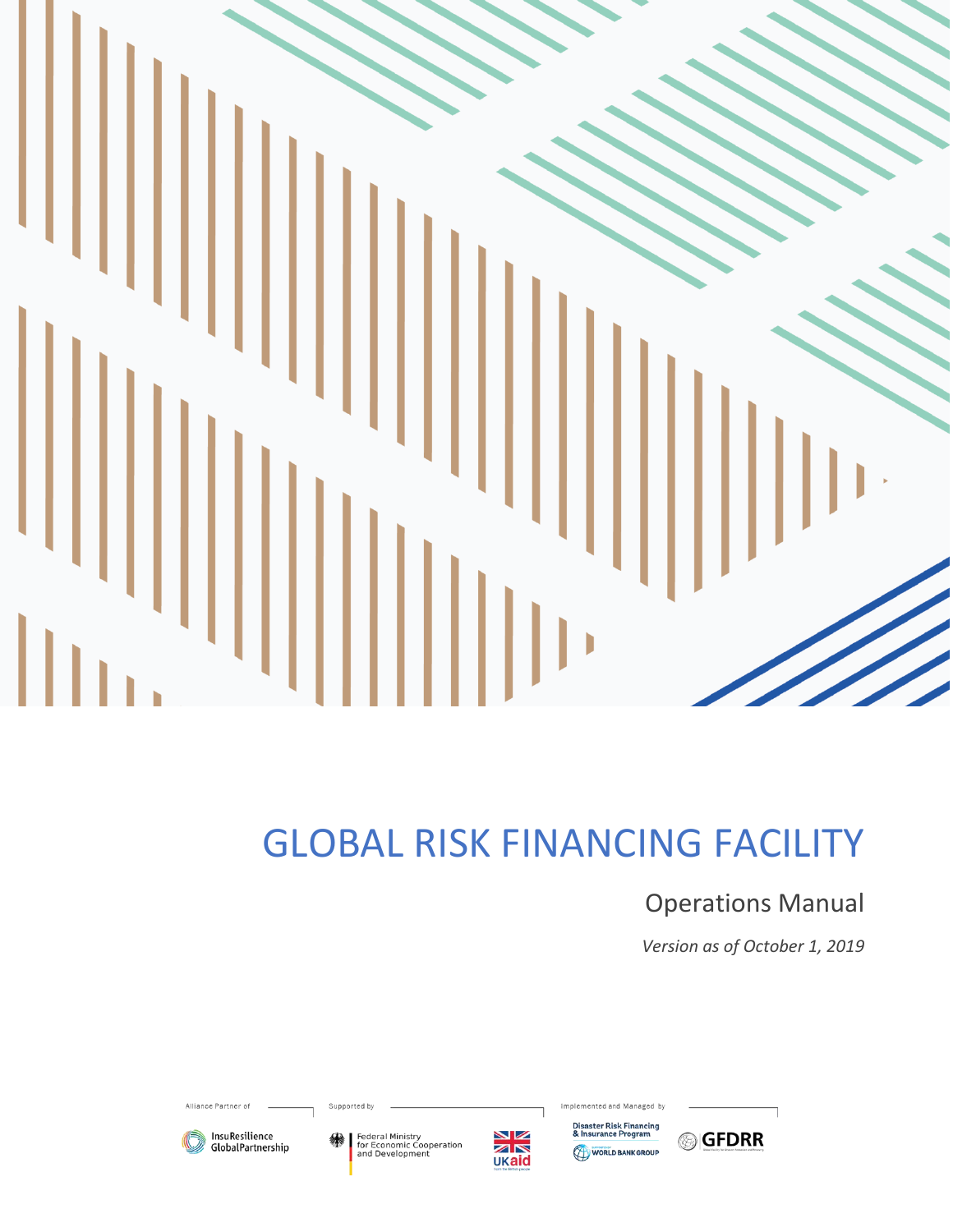# GLOBAL RISK FINANCING FACILITY

## Operations Manual

*Version as of October 1, 2019*

Alliance Partner of

InsuResilience GlobalPartnership

Supported by

Federal Ministry for Economic Cooperation and Development

UKaid

Implemented and Managed by

Disaster Risk Financing & Insurance Program

WORLD BANK GROUP

GFDRR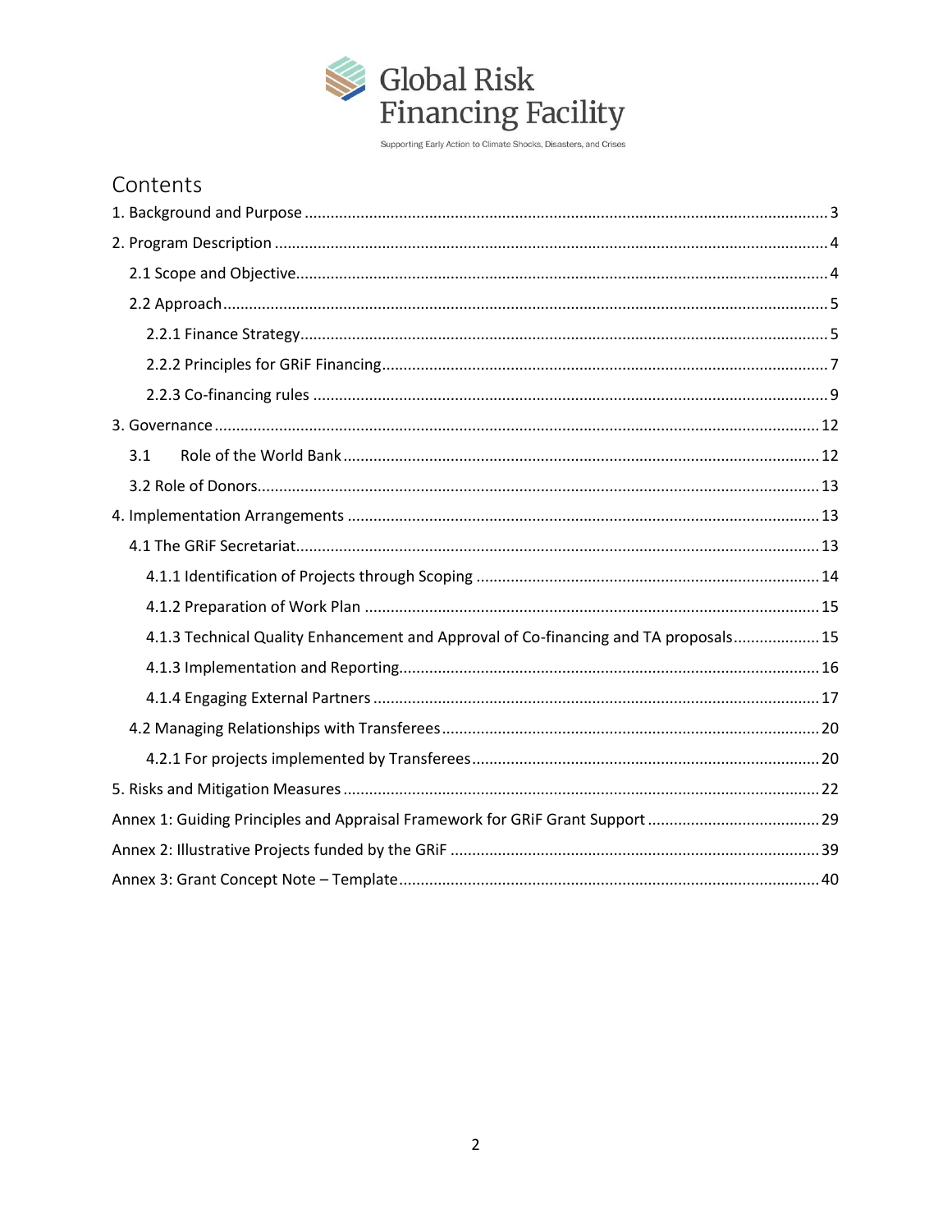Global Risk Financing Facility

Supporting Early Action to Climate Shocks, Disasters, and Crises

# Contents

1. Background and Purpose ..... 3
2. Program Description ..... 4
   - 2.1 Scope and Objective ..... 4
   - 2.2 Approach ..... 5
     - 2.2.1 Finance Strategy ..... 5
     - 2.2.2 Principles for GRiF Financing ..... 7
     - 2.2.3 Co-financing rules ..... 9
3. Governance ..... 12
   - 3.1 Role of the World Bank ..... 12
   - 3.2 Role of Donors ..... 13
4. Implementation Arrangements ..... 13
   - 4.1 The GRiF Secretariat ..... 13
     - 4.1.1 Identification of Projects through Scoping ..... 14
     - 4.1.2 Preparation of Work Plan ..... 15
     - 4.1.3 Technical Quality Enhancement and Approval of Co-financing and TA proposals ..... 15
     - 4.1.3 Implementation and Reporting ..... 16
     - 4.1.4 Engaging External Partners ..... 17
   - 4.2 Managing Relationships with Transferees ..... 20
     - 4.2.1 For projects implemented by Transferees ..... 20
5. Risks and Mitigation Measures ..... 22

Annex 1: Guiding Principles and Appraisal Framework for GRiF Grant Support ..... 29

Annex 2: Illustrative Projects funded by the GRiF ..... 39

Annex 3: Grant Concept Note – Template ..... 40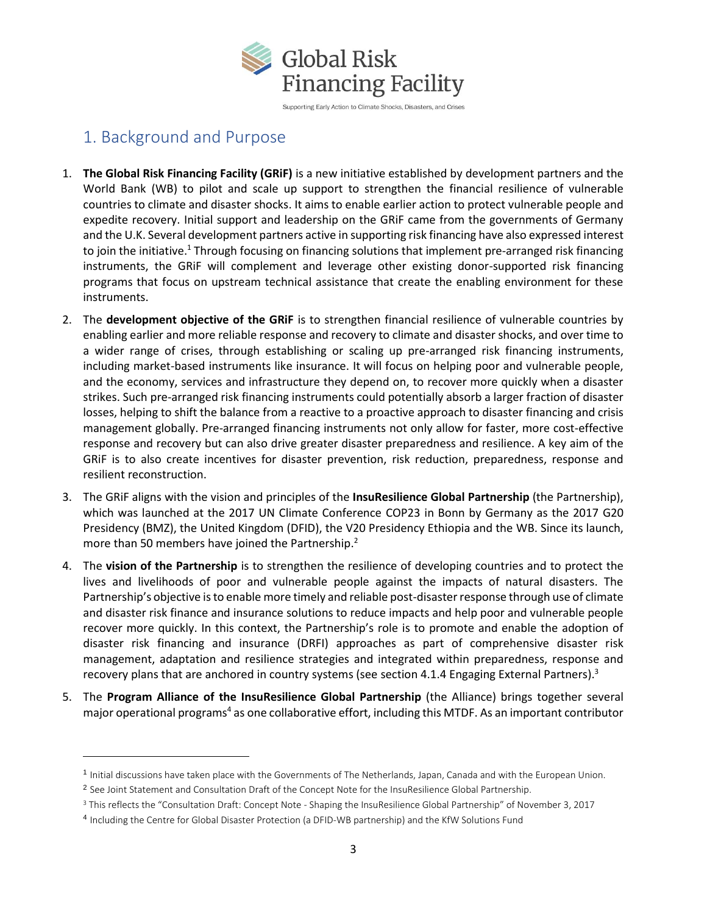## 1. Background and Purpose

1. **The Global Risk Financing Facility (GRiF)** is a new initiative established by development partners and the World Bank (WB) to pilot and scale up support to strengthen the financial resilience of vulnerable countries to climate and disaster shocks. It aims to enable earlier action to protect vulnerable people and expedite recovery. Initial support and leadership on the GRiF came from the governments of Germany and the U.K. Several development partners active in supporting risk financing have also expressed interest to join the initiative.[1] Through focusing on financing solutions that implement pre-arranged risk financing instruments, the GRiF will complement and leverage other existing donor-supported risk financing programs that focus on upstream technical assistance that create the enabling environment for these instruments.

2. The **development objective of the GRiF** is to strengthen financial resilience of vulnerable countries by enabling earlier and more reliable response and recovery to climate and disaster shocks, and over time to a wider range of crises, through establishing or scaling up pre-arranged risk financing instruments, including market-based instruments like insurance. It will focus on helping poor and vulnerable people, and the economy, services and infrastructure they depend on, to recover more quickly when a disaster strikes. Such pre-arranged risk financing instruments could potentially absorb a larger fraction of disaster losses, helping to shift the balance from a reactive to a proactive approach to disaster financing and crisis management globally. Pre-arranged financing instruments not only allow for faster, more cost-effective response and recovery but can also drive greater disaster preparedness and resilience. A key aim of the GRiF is to also create incentives for disaster prevention, risk reduction, preparedness, response and resilient reconstruction.

3. The GRiF aligns with the vision and principles of the **InsuResilience Global Partnership** (the Partnership), which was launched at the 2017 UN Climate Conference COP23 in Bonn by Germany as the 2017 G20 Presidency (BMZ), the United Kingdom (DFID), the V20 Presidency Ethiopia and the WB. Since its launch, more than 50 members have joined the Partnership.[2]

4. The **vision of the Partnership** is to strengthen the resilience of developing countries and to protect the lives and livelihoods of poor and vulnerable people against the impacts of natural disasters. The Partnership's objective is to enable more timely and reliable post-disaster response through use of climate and disaster risk finance and insurance solutions to reduce impacts and help poor and vulnerable people recover more quickly. In this context, the Partnership's role is to promote and enable the adoption of disaster risk financing and insurance (DRFI) approaches as part of comprehensive disaster risk management, adaptation and resilience strategies and integrated within preparedness, response and recovery plans that are anchored in country systems (see section 4.1.4 Engaging External Partners).[3]

5. The **Program Alliance of the InsuResilience Global Partnership** (the Alliance) brings together several major operational programs[4] as one collaborative effort, including this MTDF. As an important contributor

---

[1] Initial discussions have taken place with the Governments of The Netherlands, Japan, Canada and with the European Union.

[2] See Joint Statement and Consultation Draft of the Concept Note for the InsuResilience Global Partnership.

[3] This reflects the "Consultation Draft: Concept Note - Shaping the InsuResilience Global Partnership" of November 3, 2017

[4] Including the Centre for Global Disaster Protection (a DFID-WB partnership) and the KfW Solutions Fund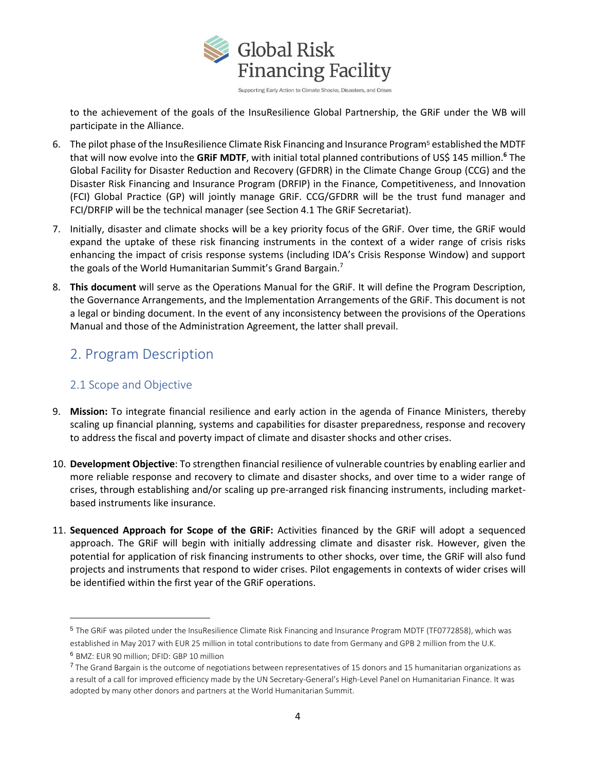to the achievement of the goals of the InsuResilience Global Partnership, the GRiF under the WB will participate in the Alliance.

6. The pilot phase of the InsuResilience Climate Risk Financing and Insurance Program[5] established the MDTF that will now evolve into the **GRiF MDTF**, with initial total planned contributions of US$ 145 million.[6] The Global Facility for Disaster Reduction and Recovery (GFDRR) in the Climate Change Group (CCG) and the Disaster Risk Financing and Insurance Program (DRFIP) in the Finance, Competitiveness, and Innovation (FCI) Global Practice (GP) will jointly manage GRiF. CCG/GFDRR will be the trust fund manager and FCI/DRFIP will be the technical manager (see Section 4.1 The GRiF Secretariat).

7. Initially, disaster and climate shocks will be a key priority focus of the GRiF. Over time, the GRiF would expand the uptake of these risk financing instruments in the context of a wider range of crisis risks enhancing the impact of crisis response systems (including IDA's Crisis Response Window) and support the goals of the World Humanitarian Summit's Grand Bargain.[7]

8. **This document** will serve as the Operations Manual for the GRiF. It will define the Program Description, the Governance Arrangements, and the Implementation Arrangements of the GRiF. This document is not a legal or binding document. In the event of any inconsistency between the provisions of the Operations Manual and those of the Administration Agreement, the latter shall prevail.

## 2. Program Description

### 2.1 Scope and Objective

9. **Mission:** To integrate financial resilience and early action in the agenda of Finance Ministers, thereby scaling up financial planning, systems and capabilities for disaster preparedness, response and recovery to address the fiscal and poverty impact of climate and disaster shocks and other crises.

10. **Development Objective**: To strengthen financial resilience of vulnerable countries by enabling earlier and more reliable response and recovery to climate and disaster shocks, and over time to a wider range of crises, through establishing and/or scaling up pre-arranged risk financing instruments, including market-based instruments like insurance.

11. **Sequenced Approach for Scope of the GRiF:** Activities financed by the GRiF will adopt a sequenced approach. The GRiF will begin with initially addressing climate and disaster risk. However, given the potential for application of risk financing instruments to other shocks, over time, the GRiF will also fund projects and instruments that respond to wider crises. Pilot engagements in contexts of wider crises will be identified within the first year of the GRiF operations.

---

[5] The GRiF was piloted under the InsuResilience Climate Risk Financing and Insurance Program MDTF (TF0772858), which was established in May 2017 with EUR 25 million in total contributions to date from Germany and GPB 2 million from the U.K.

[6] BMZ: EUR 90 million; DFID: GBP 10 million

[7] The Grand Bargain is the outcome of negotiations between representatives of 15 donors and 15 humanitarian organizations as a result of a call for improved efficiency made by the UN Secretary-General's High-Level Panel on Humanitarian Finance. It was adopted by many other donors and partners at the World Humanitarian Summit.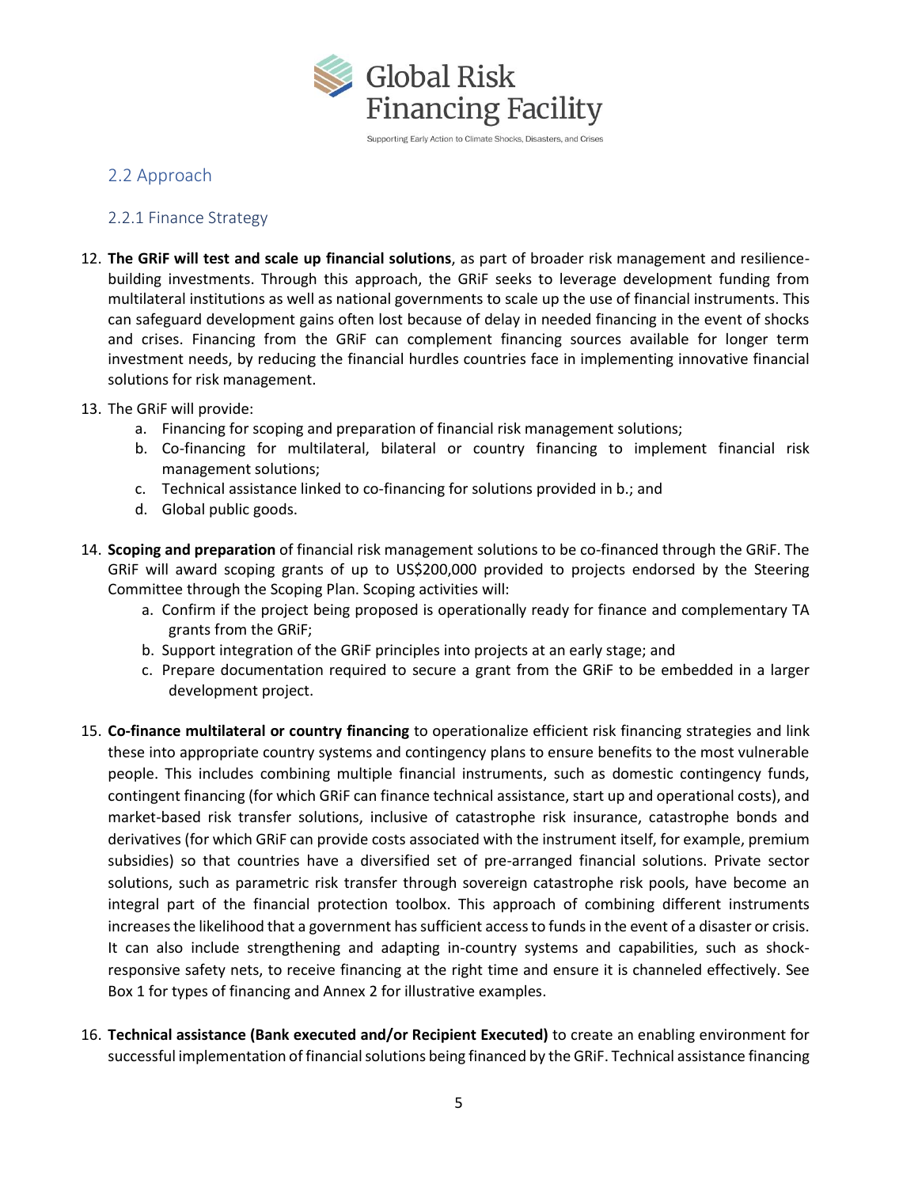## 2.2 Approach

### 2.2.1 Finance Strategy

12. **The GRiF will test and scale up financial solutions**, as part of broader risk management and resilience-building investments. Through this approach, the GRiF seeks to leverage development funding from multilateral institutions as well as national governments to scale up the use of financial instruments. This can safeguard development gains often lost because of delay in needed financing in the event of shocks and crises. Financing from the GRiF can complement financing sources available for longer term investment needs, by reducing the financial hurdles countries face in implementing innovative financial solutions for risk management.

13. The GRiF will provide:
    a. Financing for scoping and preparation of financial risk management solutions;
    b. Co-financing for multilateral, bilateral or country financing to implement financial risk management solutions;
    c. Technical assistance linked to co-financing for solutions provided in b.; and
    d. Global public goods.

14. **Scoping and preparation** of financial risk management solutions to be co-financed through the GRiF. The GRiF will award scoping grants of up to US$200,000 provided to projects endorsed by the Steering Committee through the Scoping Plan. Scoping activities will:
    a. Confirm if the project being proposed is operationally ready for finance and complementary TA grants from the GRiF;
    b. Support integration of the GRiF principles into projects at an early stage; and
    c. Prepare documentation required to secure a grant from the GRiF to be embedded in a larger development project.

15. **Co-finance multilateral or country financing** to operationalize efficient risk financing strategies and link these into appropriate country systems and contingency plans to ensure benefits to the most vulnerable people. This includes combining multiple financial instruments, such as domestic contingency funds, contingent financing (for which GRiF can finance technical assistance, start up and operational costs), and market-based risk transfer solutions, inclusive of catastrophe risk insurance, catastrophe bonds and derivatives (for which GRiF can provide costs associated with the instrument itself, for example, premium subsidies) so that countries have a diversified set of pre-arranged financial solutions. Private sector solutions, such as parametric risk transfer through sovereign catastrophe risk pools, have become an integral part of the financial protection toolbox. This approach of combining different instruments increases the likelihood that a government has sufficient access to funds in the event of a disaster or crisis. It can also include strengthening and adapting in-country systems and capabilities, such as shock-responsive safety nets, to receive financing at the right time and ensure it is channeled effectively. See Box 1 for types of financing and Annex 2 for illustrative examples.

16. **Technical assistance (Bank executed and/or Recipient Executed)** to create an enabling environment for successful implementation of financial solutions being financed by the GRiF. Technical assistance financing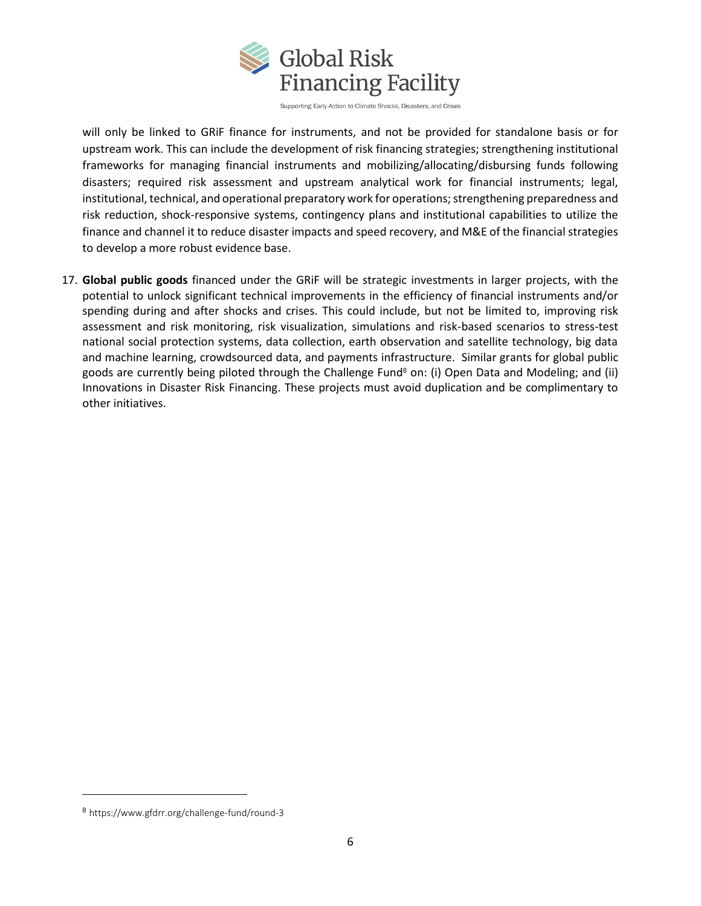will only be linked to GRiF finance for instruments, and not be provided for standalone basis or for upstream work. This can include the development of risk financing strategies; strengthening institutional frameworks for managing financial instruments and mobilizing/allocating/disbursing funds following disasters; required risk assessment and upstream analytical work for financial instruments; legal, institutional, technical, and operational preparatory work for operations; strengthening preparedness and risk reduction, shock-responsive systems, contingency plans and institutional capabilities to utilize the finance and channel it to reduce disaster impacts and speed recovery, and M&E of the financial strategies to develop a more robust evidence base.

17. **Global public goods** financed under the GRiF will be strategic investments in larger projects, with the potential to unlock significant technical improvements in the efficiency of financial instruments and/or spending during and after shocks and crises. This could include, but not be limited to, improving risk assessment and risk monitoring, risk visualization, simulations and risk-based scenarios to stress-test national social protection systems, data collection, earth observation and satellite technology, big data and machine learning, crowdsourced data, and payments infrastructure. Similar grants for global public goods are currently being piloted through the Challenge Fund[8] on: (i) Open Data and Modeling; and (ii) Innovations in Disaster Risk Financing. These projects must avoid duplication and be complimentary to other initiatives.

---

[8] https://www.gfdrr.org/challenge-fund/round-3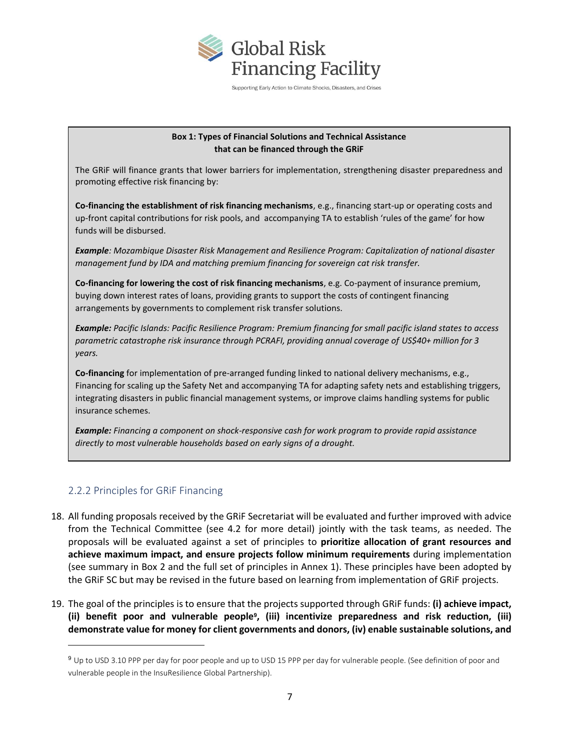**Box 1: Types of Financial Solutions and Technical Assistance that can be financed through the GRiF**

The GRiF will finance grants that lower barriers for implementation, strengthening disaster preparedness and promoting effective risk financing by:

**Co-financing the establishment of risk financing mechanisms**, e.g., financing start-up or operating costs and up-front capital contributions for risk pools, and accompanying TA to establish 'rules of the game' for how funds will be disbursed.

***Example****: Mozambique Disaster Risk Management and Resilience Program: Capitalization of national disaster management fund by IDA and matching premium financing for sovereign cat risk transfer.*

**Co-financing for lowering the cost of risk financing mechanisms**, e.g. Co-payment of insurance premium, buying down interest rates of loans, providing grants to support the costs of contingent financing arrangements by governments to complement risk transfer solutions.

***Example:*** *Pacific Islands: Pacific Resilience Program: Premium financing for small pacific island states to access parametric catastrophe risk insurance through PCRAFI, providing annual coverage of US$40+ million for 3 years.*

**Co-financing** for implementation of pre-arranged funding linked to national delivery mechanisms, e.g., Financing for scaling up the Safety Net and accompanying TA for adapting safety nets and establishing triggers, integrating disasters in public financial management systems, or improve claims handling systems for public insurance schemes.

***Example:*** *Financing a component on shock-responsive cash for work program to provide rapid assistance directly to most vulnerable households based on early signs of a drought.*

### 2.2.2 Principles for GRiF Financing

18. All funding proposals received by the GRiF Secretariat will be evaluated and further improved with advice from the Technical Committee (see 4.2 for more detail) jointly with the task teams, as needed. The proposals will be evaluated against a set of principles to **prioritize allocation of grant resources and achieve maximum impact, and ensure projects follow minimum requirements** during implementation (see summary in Box 2 and the full set of principles in Annex 1). These principles have been adopted by the GRiF SC but may be revised in the future based on learning from implementation of GRiF projects.

19. The goal of the principles is to ensure that the projects supported through GRiF funds: **(i) achieve impact, (ii) benefit poor and vulnerable people[9], (iii) incentivize preparedness and risk reduction, (iii) demonstrate value for money for client governments and donors, (iv) enable sustainable solutions, and**

[9] Up to USD 3.10 PPP per day for poor people and up to USD 15 PPP per day for vulnerable people. (See definition of poor and vulnerable people in the InsuResilience Global Partnership).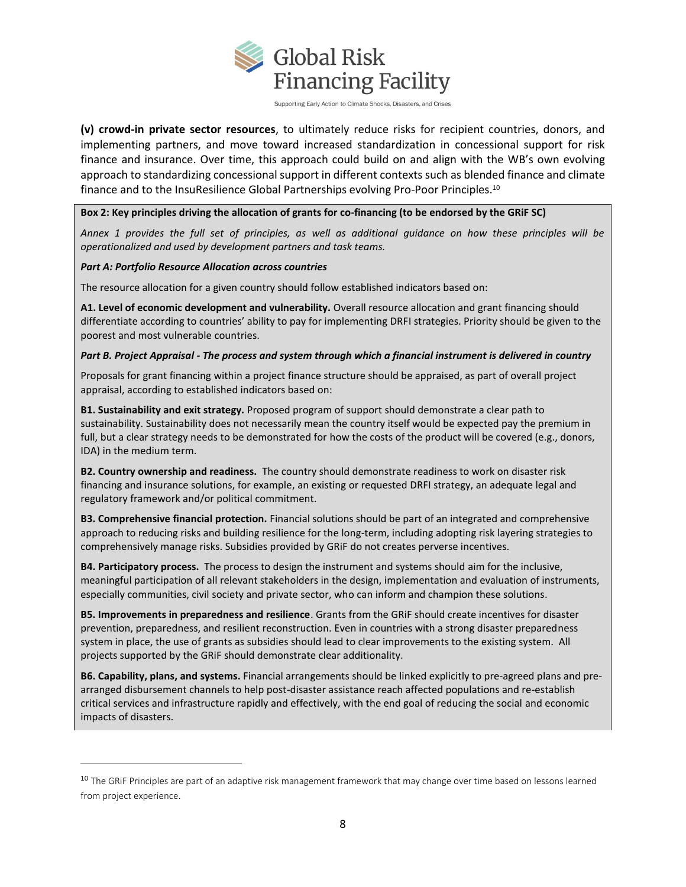**(v) crowd-in private sector resources**, to ultimately reduce risks for recipient countries, donors, and implementing partners, and move toward increased standardization in concessional support for risk finance and insurance. Over time, this approach could build on and align with the WB's own evolving approach to standardizing concessional support in different contexts such as blended finance and climate finance and to the InsuResilience Global Partnerships evolving Pro-Poor Principles.[10]

**Box 2: Key principles driving the allocation of grants for co-financing (to be endorsed by the GRiF SC)**

*Annex 1 provides the full set of principles, as well as additional guidance on how these principles will be operationalized and used by development partners and task teams.*

***Part A: Portfolio Resource Allocation across countries***

The resource allocation for a given country should follow established indicators based on:

**A1. Level of economic development and vulnerability.** Overall resource allocation and grant financing should differentiate according to countries' ability to pay for implementing DRFI strategies. Priority should be given to the poorest and most vulnerable countries.

***Part B. Project Appraisal - The process and system through which a financial instrument is delivered in country***

Proposals for grant financing within a project finance structure should be appraised, as part of overall project appraisal, according to established indicators based on:

**B1. Sustainability and exit strategy.** Proposed program of support should demonstrate a clear path to sustainability. Sustainability does not necessarily mean the country itself would be expected pay the premium in full, but a clear strategy needs to be demonstrated for how the costs of the product will be covered (e.g., donors, IDA) in the medium term.

**B2. Country ownership and readiness.** The country should demonstrate readiness to work on disaster risk financing and insurance solutions, for example, an existing or requested DRFI strategy, an adequate legal and regulatory framework and/or political commitment.

**B3. Comprehensive financial protection.** Financial solutions should be part of an integrated and comprehensive approach to reducing risks and building resilience for the long-term, including adopting risk layering strategies to comprehensively manage risks. Subsidies provided by GRiF do not creates perverse incentives.

**B4. Participatory process.** The process to design the instrument and systems should aim for the inclusive, meaningful participation of all relevant stakeholders in the design, implementation and evaluation of instruments, especially communities, civil society and private sector, who can inform and champion these solutions.

**B5. Improvements in preparedness and resilience**. Grants from the GRiF should create incentives for disaster prevention, preparedness, and resilient reconstruction. Even in countries with a strong disaster preparedness system in place, the use of grants as subsidies should lead to clear improvements to the existing system. All projects supported by the GRiF should demonstrate clear additionality.

**B6. Capability, plans, and systems.** Financial arrangements should be linked explicitly to pre-agreed plans and pre-arranged disbursement channels to help post-disaster assistance reach affected populations and re-establish critical services and infrastructure rapidly and effectively, with the end goal of reducing the social and economic impacts of disasters.

[10] The GRiF Principles are part of an adaptive risk management framework that may change over time based on lessons learned from project experience.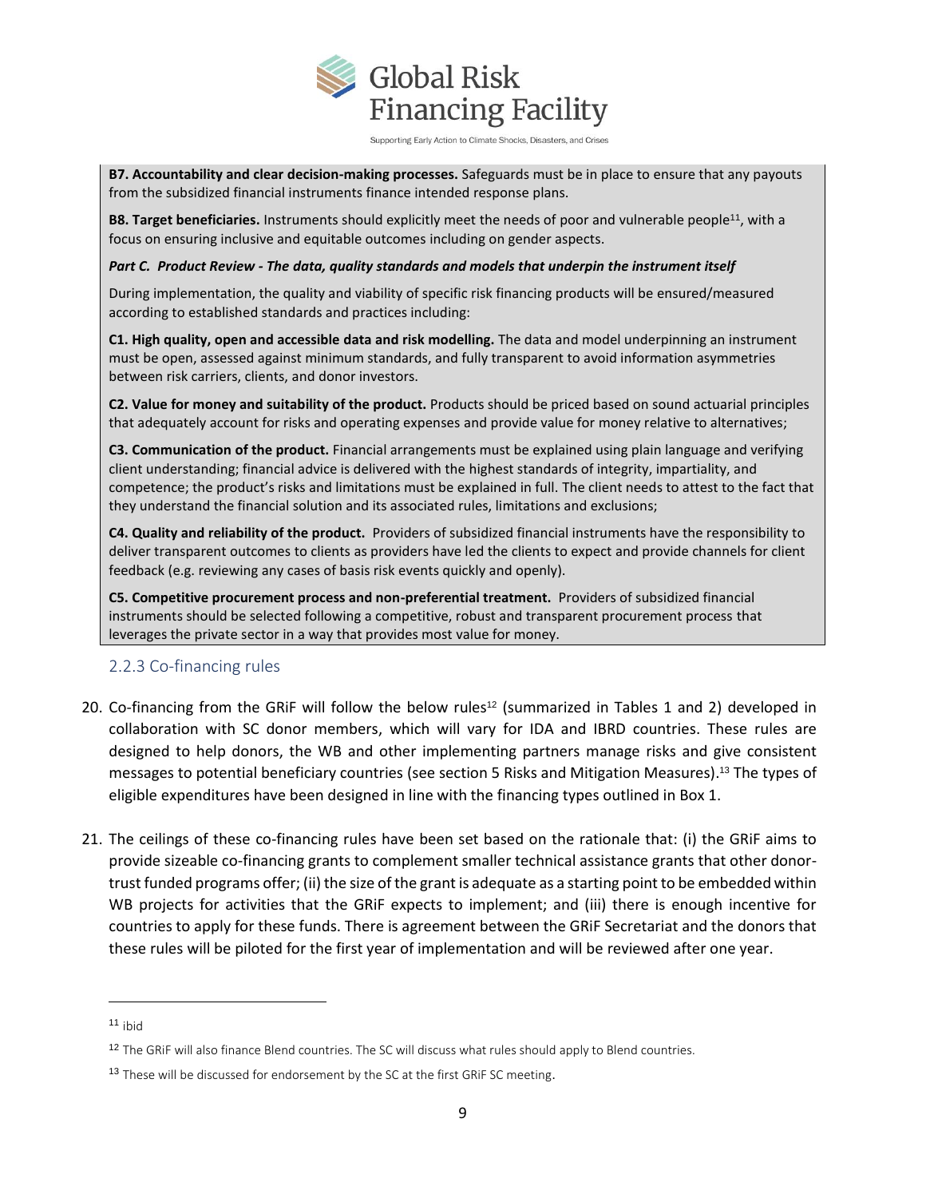**B7. Accountability and clear decision-making processes.** Safeguards must be in place to ensure that any payouts from the subsidized financial instruments finance intended response plans.

**B8. Target beneficiaries.** Instruments should explicitly meet the needs of poor and vulnerable people[11], with a focus on ensuring inclusive and equitable outcomes including on gender aspects.

***Part C. Product Review - The data, quality standards and models that underpin the instrument itself***

During implementation, the quality and viability of specific risk financing products will be ensured/measured according to established standards and practices including:

**C1. High quality, open and accessible data and risk modelling.** The data and model underpinning an instrument must be open, assessed against minimum standards, and fully transparent to avoid information asymmetries between risk carriers, clients, and donor investors.

**C2. Value for money and suitability of the product.** Products should be priced based on sound actuarial principles that adequately account for risks and operating expenses and provide value for money relative to alternatives;

**C3. Communication of the product.** Financial arrangements must be explained using plain language and verifying client understanding; financial advice is delivered with the highest standards of integrity, impartiality, and competence; the product's risks and limitations must be explained in full. The client needs to attest to the fact that they understand the financial solution and its associated rules, limitations and exclusions;

**C4. Quality and reliability of the product.** Providers of subsidized financial instruments have the responsibility to deliver transparent outcomes to clients as providers have led the clients to expect and provide channels for client feedback (e.g. reviewing any cases of basis risk events quickly and openly).

**C5. Competitive procurement process and non-preferential treatment.** Providers of subsidized financial instruments should be selected following a competitive, robust and transparent procurement process that leverages the private sector in a way that provides most value for money.

### 2.2.3 Co-financing rules

20. Co-financing from the GRiF will follow the below rules[12] (summarized in Tables 1 and 2) developed in collaboration with SC donor members, which will vary for IDA and IBRD countries. These rules are designed to help donors, the WB and other implementing partners manage risks and give consistent messages to potential beneficiary countries (see section 5 Risks and Mitigation Measures).[13] The types of eligible expenditures have been designed in line with the financing types outlined in Box 1.

21. The ceilings of these co-financing rules have been set based on the rationale that: (i) the GRiF aims to provide sizeable co-financing grants to complement smaller technical assistance grants that other donor-trust funded programs offer; (ii) the size of the grant is adequate as a starting point to be embedded within WB projects for activities that the GRiF expects to implement; and (iii) there is enough incentive for countries to apply for these funds. There is agreement between the GRiF Secretariat and the donors that these rules will be piloted for the first year of implementation and will be reviewed after one year.

[11] ibid

[12] The GRiF will also finance Blend countries. The SC will discuss what rules should apply to Blend countries.

[13] These will be discussed for endorsement by the SC at the first GRiF SC meeting.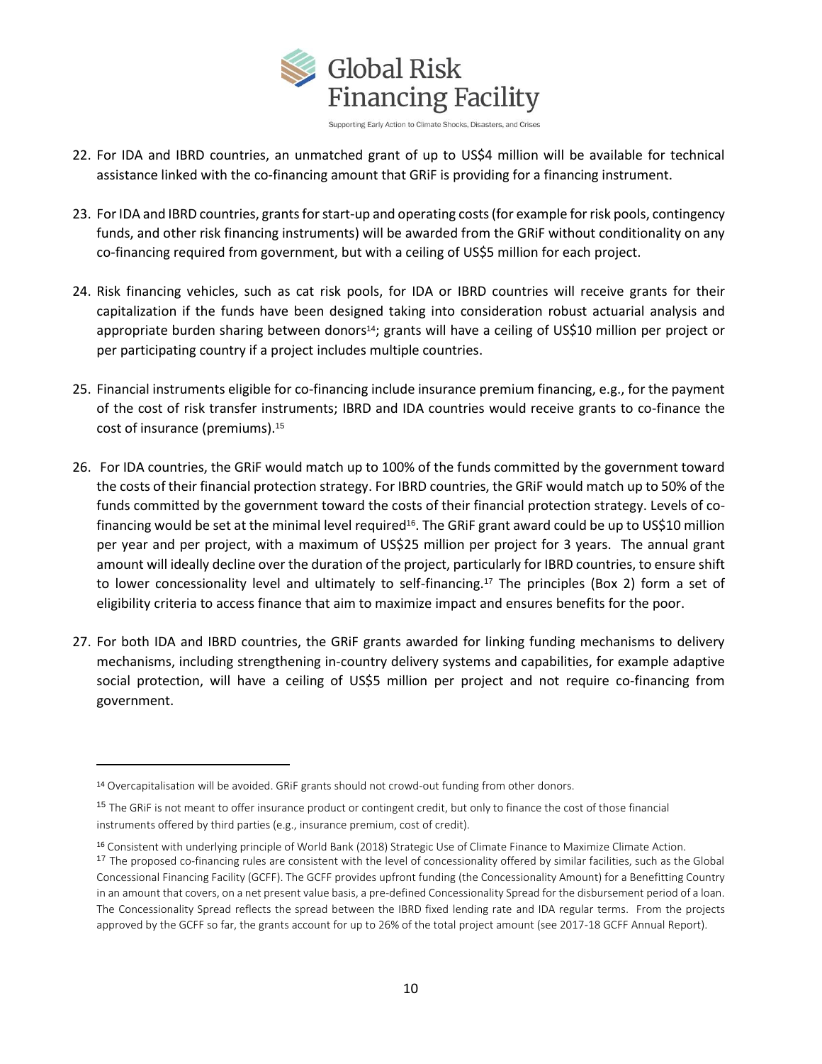22. For IDA and IBRD countries, an unmatched grant of up to US$4 million will be available for technical assistance linked with the co-financing amount that GRiF is providing for a financing instrument.

23. For IDA and IBRD countries, grants for start-up and operating costs (for example for risk pools, contingency funds, and other risk financing instruments) will be awarded from the GRiF without conditionality on any co-financing required from government, but with a ceiling of US$5 million for each project.

24. Risk financing vehicles, such as cat risk pools, for IDA or IBRD countries will receive grants for their capitalization if the funds have been designed taking into consideration robust actuarial analysis and appropriate burden sharing between donors[14]; grants will have a ceiling of US$10 million per project or per participating country if a project includes multiple countries.

25. Financial instruments eligible for co-financing include insurance premium financing, e.g., for the payment of the cost of risk transfer instruments; IBRD and IDA countries would receive grants to co-finance the cost of insurance (premiums).[15]

26. For IDA countries, the GRiF would match up to 100% of the funds committed by the government toward the costs of their financial protection strategy. For IBRD countries, the GRiF would match up to 50% of the funds committed by the government toward the costs of their financial protection strategy. Levels of co-financing would be set at the minimal level required[16]. The GRiF grant award could be up to US$10 million per year and per project, with a maximum of US$25 million per project for 3 years. The annual grant amount will ideally decline over the duration of the project, particularly for IBRD countries, to ensure shift to lower concessionality level and ultimately to self-financing.[17] The principles (Box 2) form a set of eligibility criteria to access finance that aim to maximize impact and ensures benefits for the poor.

27. For both IDA and IBRD countries, the GRiF grants awarded for linking funding mechanisms to delivery mechanisms, including strengthening in-country delivery systems and capabilities, for example adaptive social protection, will have a ceiling of US$5 million per project and not require co-financing from government.

---

[14] Overcapitalisation will be avoided. GRiF grants should not crowd-out funding from other donors.

[15] The GRiF is not meant to offer insurance product or contingent credit, but only to finance the cost of those financial instruments offered by third parties (e.g., insurance premium, cost of credit).

[16] Consistent with underlying principle of World Bank (2018) Strategic Use of Climate Finance to Maximize Climate Action.

[17] The proposed co-financing rules are consistent with the level of concessionality offered by similar facilities, such as the Global Concessional Financing Facility (GCFF). The GCFF provides upfront funding (the Concessionality Amount) for a Benefitting Country in an amount that covers, on a net present value basis, a pre-defined Concessionality Spread for the disbursement period of a loan. The Concessionality Spread reflects the spread between the IBRD fixed lending rate and IDA regular terms. From the projects approved by the GCFF so far, the grants account for up to 26% of the total project amount (see 2017-18 GCFF Annual Report).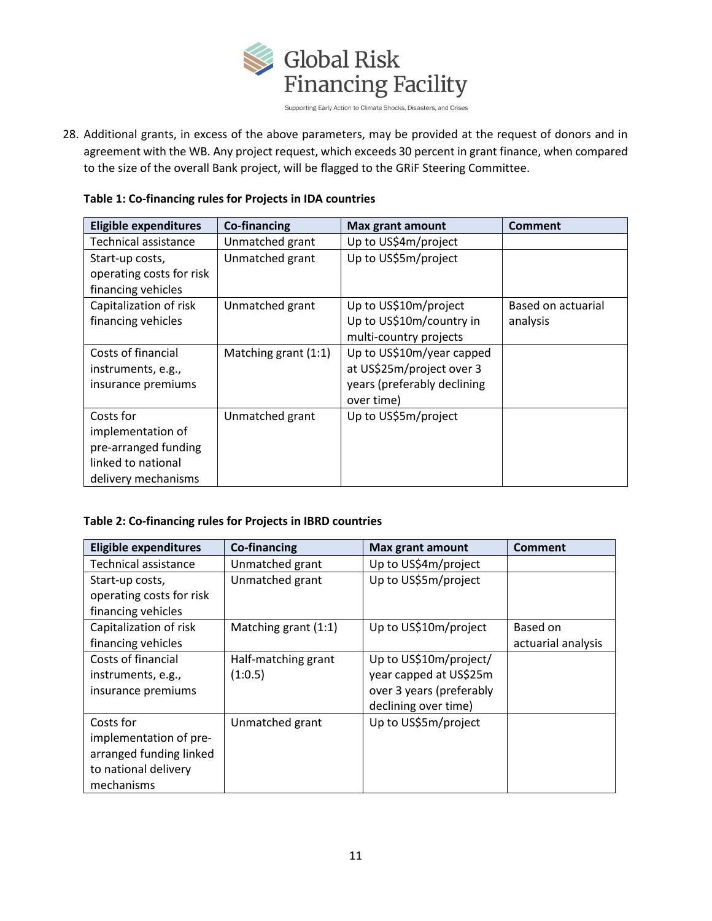28. Additional grants, in excess of the above parameters, may be provided at the request of donors and in agreement with the WB. Any project request, which exceeds 30 percent in grant finance, when compared to the size of the overall Bank project, will be flagged to the GRiF Steering Committee.

**Table 1: Co-financing rules for Projects in IDA countries**

| Eligible expenditures | Co-financing | Max grant amount | Comment |
|---|---|---|---|
| Technical assistance | Unmatched grant | Up to US$4m/project | |
| Start-up costs, operating costs for risk financing vehicles | Unmatched grant | Up to US$5m/project | |
| Capitalization of risk financing vehicles | Unmatched grant | Up to US$10m/project Up to US$10m/country in multi-country projects | Based on actuarial analysis |
| Costs of financial instruments, e.g., insurance premiums | Matching grant (1:1) | Up to US$10m/year capped at US$25m/project over 3 years (preferably declining over time) | |
| Costs for implementation of pre-arranged funding linked to national delivery mechanisms | Unmatched grant | Up to US$5m/project | |

**Table 2: Co-financing rules for Projects in IBRD countries**

| Eligible expenditures | Co-financing | Max grant amount | Comment |
|---|---|---|---|
| Technical assistance | Unmatched grant | Up to US$4m/project | |
| Start-up costs, operating costs for risk financing vehicles | Unmatched grant | Up to US$5m/project | |
| Capitalization of risk financing vehicles | Matching grant (1:1) | Up to US$10m/project | Based on actuarial analysis |
| Costs of financial instruments, e.g., insurance premiums | Half-matching grant (1:0.5) | Up to US$10m/project/year capped at US$25m over 3 years (preferably declining over time) | |
| Costs for implementation of pre-arranged funding linked to national delivery mechanisms | Unmatched grant | Up to US$5m/project | |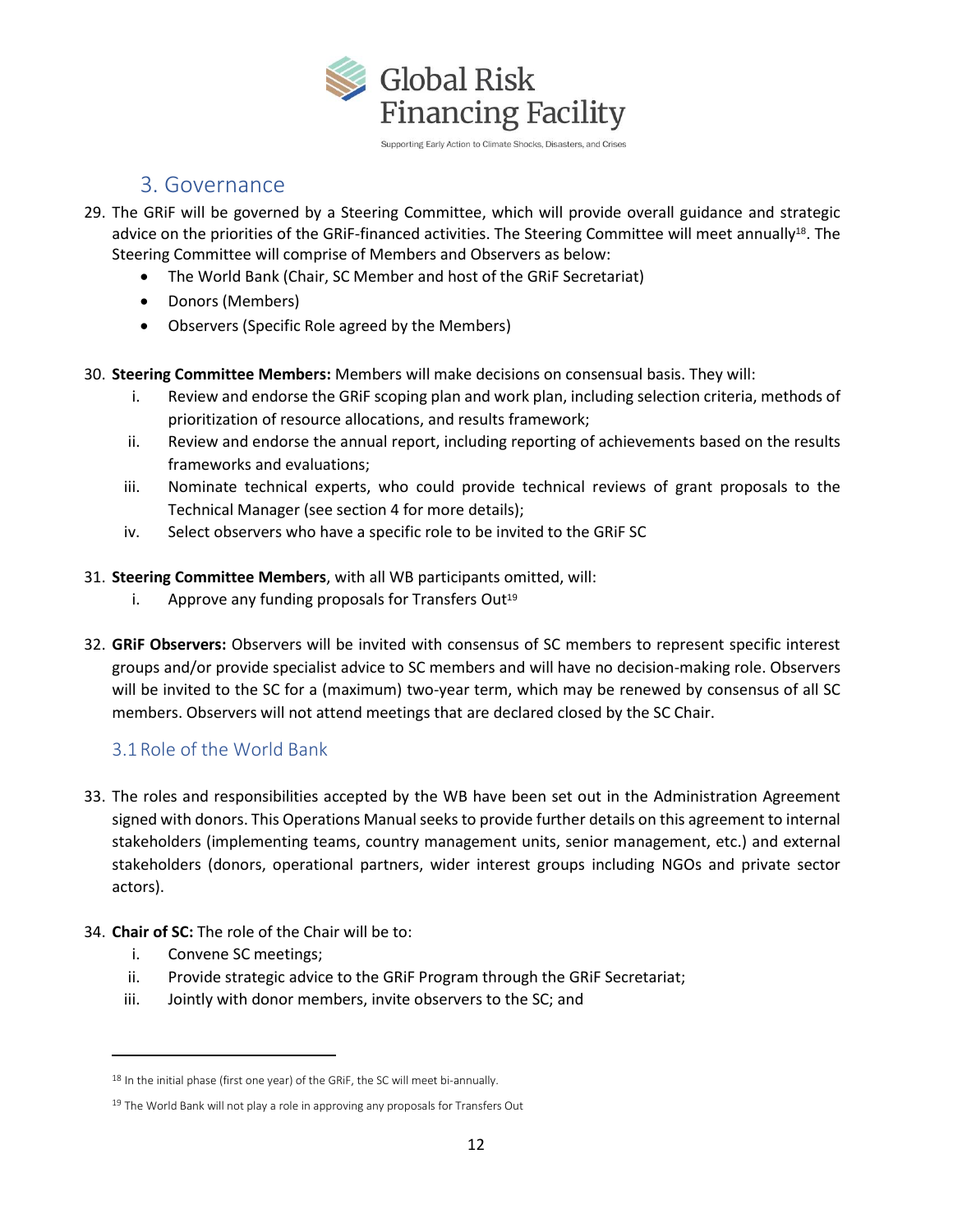## 3. Governance

29. The GRiF will be governed by a Steering Committee, which will provide overall guidance and strategic advice on the priorities of the GRiF-financed activities. The Steering Committee will meet annually[18]. The Steering Committee will comprise of Members and Observers as below:
    - The World Bank (Chair, SC Member and host of the GRiF Secretariat)
    - Donors (Members)
    - Observers (Specific Role agreed by the Members)

30. **Steering Committee Members:** Members will make decisions on consensual basis. They will:
    i. Review and endorse the GRiF scoping plan and work plan, including selection criteria, methods of prioritization of resource allocations, and results framework;
    ii. Review and endorse the annual report, including reporting of achievements based on the results frameworks and evaluations;
    iii. Nominate technical experts, who could provide technical reviews of grant proposals to the Technical Manager (see section 4 for more details);
    iv. Select observers who have a specific role to be invited to the GRiF SC

31. **Steering Committee Members**, with all WB participants omitted, will:
    i. Approve any funding proposals for Transfers Out[19]

32. **GRiF Observers:** Observers will be invited with consensus of SC members to represent specific interest groups and/or provide specialist advice to SC members and will have no decision-making role. Observers will be invited to the SC for a (maximum) two-year term, which may be renewed by consensus of all SC members. Observers will not attend meetings that are declared closed by the SC Chair.

### 3.1 Role of the World Bank

33. The roles and responsibilities accepted by the WB have been set out in the Administration Agreement signed with donors. This Operations Manual seeks to provide further details on this agreement to internal stakeholders (implementing teams, country management units, senior management, etc.) and external stakeholders (donors, operational partners, wider interest groups including NGOs and private sector actors).

34. **Chair of SC:** The role of the Chair will be to:
    i. Convene SC meetings;
    ii. Provide strategic advice to the GRiF Program through the GRiF Secretariat;
    iii. Jointly with donor members, invite observers to the SC; and

---

[18] In the initial phase (first one year) of the GRiF, the SC will meet bi-annually.

[19] The World Bank will not play a role in approving any proposals for Transfers Out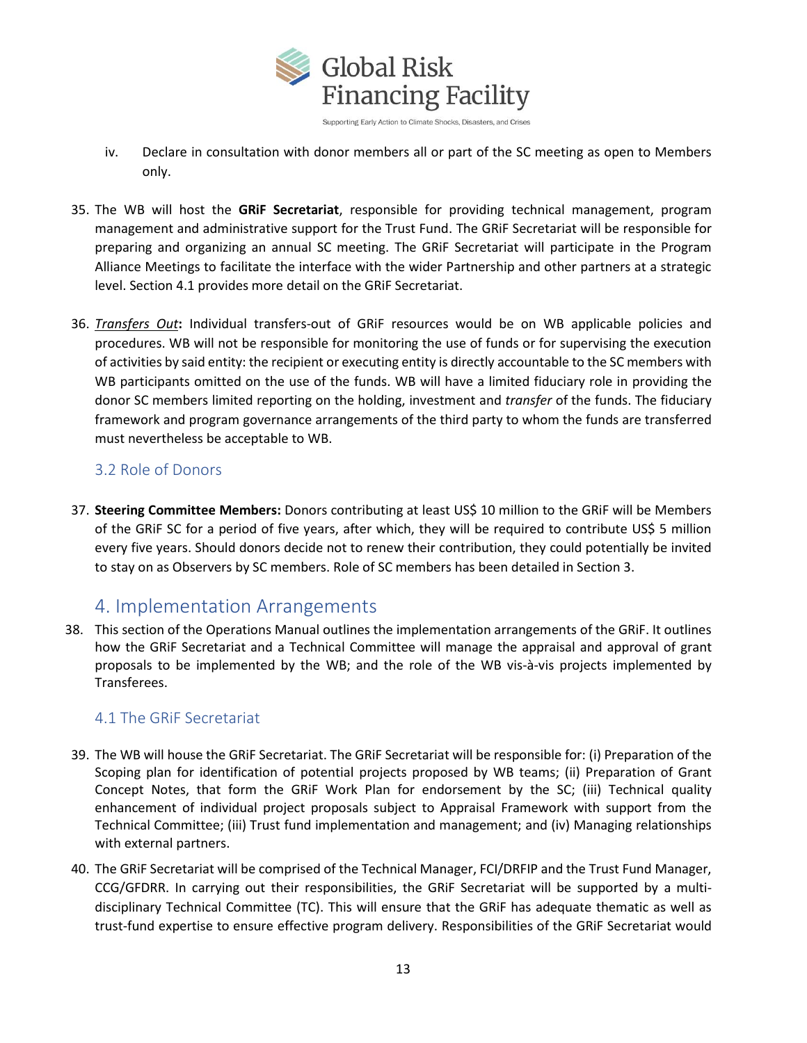iv. Declare in consultation with donor members all or part of the SC meeting as open to Members only.

35. The WB will host the **GRiF Secretariat**, responsible for providing technical management, program management and administrative support for the Trust Fund. The GRiF Secretariat will be responsible for preparing and organizing an annual SC meeting. The GRiF Secretariat will participate in the Program Alliance Meetings to facilitate the interface with the wider Partnership and other partners at a strategic level. Section 4.1 provides more detail on the GRiF Secretariat.

36. ***Transfers Out*:** Individual transfers-out of GRiF resources would be on WB applicable policies and procedures. WB will not be responsible for monitoring the use of funds or for supervising the execution of activities by said entity: the recipient or executing entity is directly accountable to the SC members with WB participants omitted on the use of the funds. WB will have a limited fiduciary role in providing the donor SC members limited reporting on the holding, investment and *transfer* of the funds. The fiduciary framework and program governance arrangements of the third party to whom the funds are transferred must nevertheless be acceptable to WB.

### 3.2 Role of Donors

37. **Steering Committee Members:** Donors contributing at least US$ 10 million to the GRiF will be Members of the GRiF SC for a period of five years, after which, they will be required to contribute US$ 5 million every five years. Should donors decide not to renew their contribution, they could potentially be invited to stay on as Observers by SC members. Role of SC members has been detailed in Section 3.

## 4. Implementation Arrangements

38. This section of the Operations Manual outlines the implementation arrangements of the GRiF. It outlines how the GRiF Secretariat and a Technical Committee will manage the appraisal and approval of grant proposals to be implemented by the WB; and the role of the WB vis-à-vis projects implemented by Transferees.

### 4.1 The GRiF Secretariat

39. The WB will house the GRiF Secretariat. The GRiF Secretariat will be responsible for: (i) Preparation of the Scoping plan for identification of potential projects proposed by WB teams; (ii) Preparation of Grant Concept Notes, that form the GRiF Work Plan for endorsement by the SC; (iii) Technical quality enhancement of individual project proposals subject to Appraisal Framework with support from the Technical Committee; (iii) Trust fund implementation and management; and (iv) Managing relationships with external partners.

40. The GRiF Secretariat will be comprised of the Technical Manager, FCI/DRFIP and the Trust Fund Manager, CCG/GFDRR. In carrying out their responsibilities, the GRiF Secretariat will be supported by a multi-disciplinary Technical Committee (TC). This will ensure that the GRiF has adequate thematic as well as trust-fund expertise to ensure effective program delivery. Responsibilities of the GRiF Secretariat would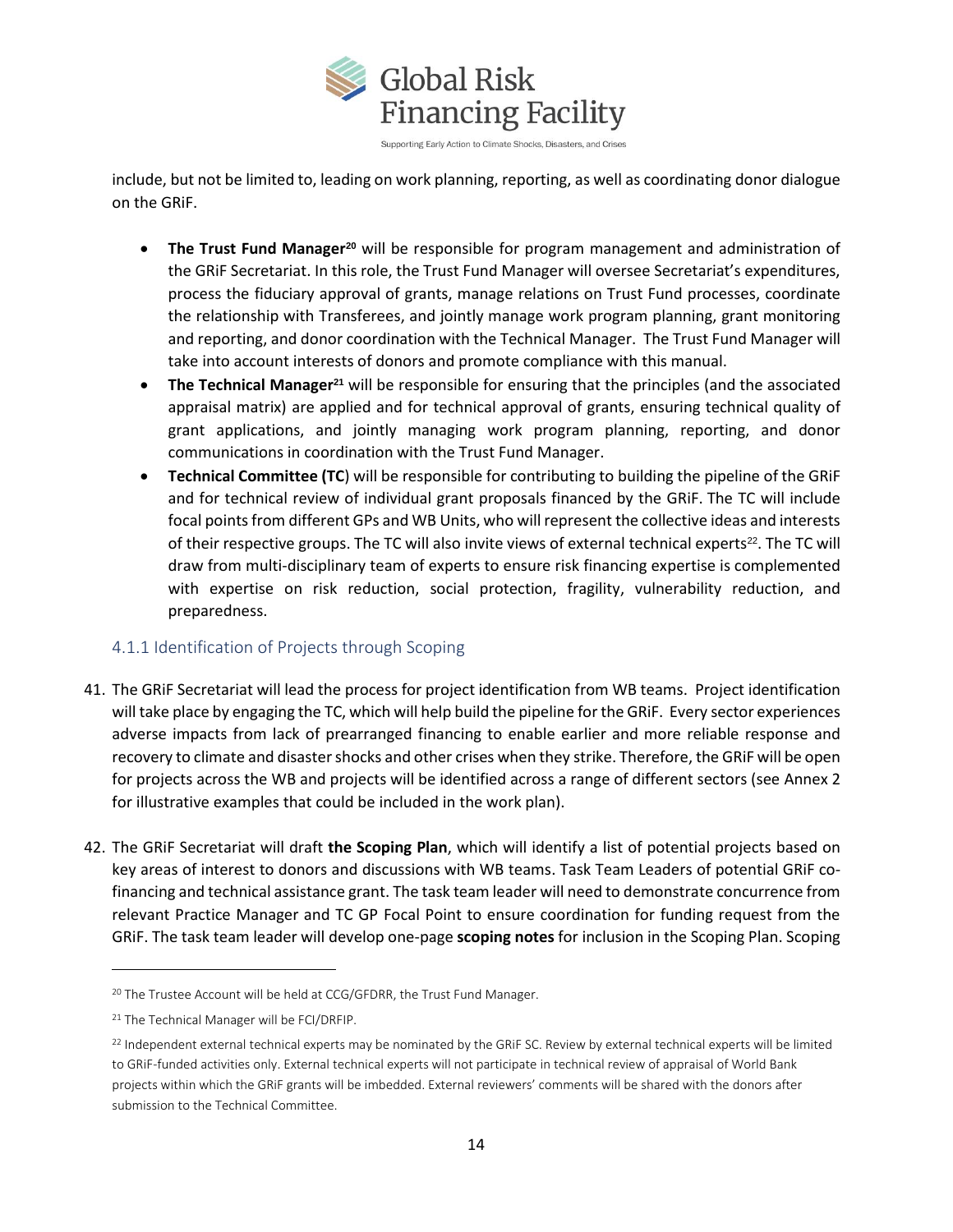include, but not be limited to, leading on work planning, reporting, as well as coordinating donor dialogue on the GRiF.

- **The Trust Fund Manager**[20] will be responsible for program management and administration of the GRiF Secretariat. In this role, the Trust Fund Manager will oversee Secretariat's expenditures, process the fiduciary approval of grants, manage relations on Trust Fund processes, coordinate the relationship with Transferees, and jointly manage work program planning, grant monitoring and reporting, and donor coordination with the Technical Manager. The Trust Fund Manager will take into account interests of donors and promote compliance with this manual.
- **The Technical Manager**[21] will be responsible for ensuring that the principles (and the associated appraisal matrix) are applied and for technical approval of grants, ensuring technical quality of grant applications, and jointly managing work program planning, reporting, and donor communications in coordination with the Trust Fund Manager.
- **Technical Committee (TC**) will be responsible for contributing to building the pipeline of the GRiF and for technical review of individual grant proposals financed by the GRiF. The TC will include focal points from different GPs and WB Units, who will represent the collective ideas and interests of their respective groups. The TC will also invite views of external technical experts[22]. The TC will draw from multi-disciplinary team of experts to ensure risk financing expertise is complemented with expertise on risk reduction, social protection, fragility, vulnerability reduction, and preparedness.

### 4.1.1 Identification of Projects through Scoping

41. The GRiF Secretariat will lead the process for project identification from WB teams. Project identification will take place by engaging the TC, which will help build the pipeline for the GRiF. Every sector experiences adverse impacts from lack of prearranged financing to enable earlier and more reliable response and recovery to climate and disaster shocks and other crises when they strike. Therefore, the GRiF will be open for projects across the WB and projects will be identified across a range of different sectors (see Annex 2 for illustrative examples that could be included in the work plan).

42. The GRiF Secretariat will draft **the Scoping Plan**, which will identify a list of potential projects based on key areas of interest to donors and discussions with WB teams. Task Team Leaders of potential GRiF co-financing and technical assistance grant. The task team leader will need to demonstrate concurrence from relevant Practice Manager and TC GP Focal Point to ensure coordination for funding request from the GRiF. The task team leader will develop one-page **scoping notes** for inclusion in the Scoping Plan. Scoping

---

[20] The Trustee Account will be held at CCG/GFDRR, the Trust Fund Manager.

[21] The Technical Manager will be FCI/DRFIP.

[22] Independent external technical experts may be nominated by the GRiF SC. Review by external technical experts will be limited to GRiF-funded activities only. External technical experts will not participate in technical review of appraisal of World Bank projects within which the GRiF grants will be imbedded. External reviewers' comments will be shared with the donors after submission to the Technical Committee.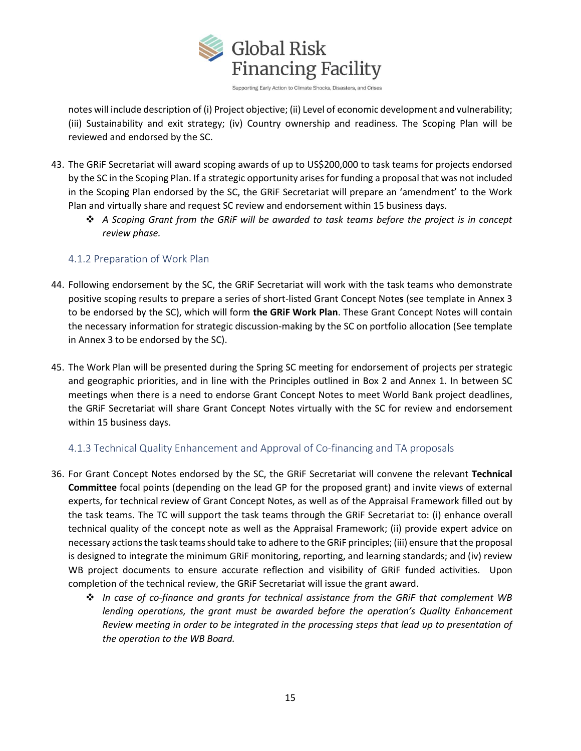notes will include description of (i) Project objective; (ii) Level of economic development and vulnerability; (iii) Sustainability and exit strategy; (iv) Country ownership and readiness. The Scoping Plan will be reviewed and endorsed by the SC.

43. The GRiF Secretariat will award scoping awards of up to US$200,000 to task teams for projects endorsed by the SC in the Scoping Plan. If a strategic opportunity arises for funding a proposal that was not included in the Scoping Plan endorsed by the SC, the GRiF Secretariat will prepare an 'amendment' to the Work Plan and virtually share and request SC review and endorsement within 15 business days.
    - ❖ *A Scoping Grant from the GRiF will be awarded to task teams before the project is in concept review phase.*

### 4.1.2 Preparation of Work Plan

44. Following endorsement by the SC, the GRiF Secretariat will work with the task teams who demonstrate positive scoping results to prepare a series of short-listed Grant Concept Note**s** (see template in Annex 3 to be endorsed by the SC), which will form **the GRiF Work Plan**. These Grant Concept Notes will contain the necessary information for strategic discussion-making by the SC on portfolio allocation (See template in Annex 3 to be endorsed by the SC).

45. The Work Plan will be presented during the Spring SC meeting for endorsement of projects per strategic and geographic priorities, and in line with the Principles outlined in Box 2 and Annex 1. In between SC meetings when there is a need to endorse Grant Concept Notes to meet World Bank project deadlines, the GRiF Secretariat will share Grant Concept Notes virtually with the SC for review and endorsement within 15 business days.

### 4.1.3 Technical Quality Enhancement and Approval of Co-financing and TA proposals

36. For Grant Concept Notes endorsed by the SC, the GRiF Secretariat will convene the relevant **Technical Committee** focal points (depending on the lead GP for the proposed grant) and invite views of external experts, for technical review of Grant Concept Notes, as well as of the Appraisal Framework filled out by the task teams. The TC will support the task teams through the GRiF Secretariat to: (i) enhance overall technical quality of the concept note as well as the Appraisal Framework; (ii) provide expert advice on necessary actions the task teams should take to adhere to the GRiF principles; (iii) ensure that the proposal is designed to integrate the minimum GRiF monitoring, reporting, and learning standards; and (iv) review WB project documents to ensure accurate reflection and visibility of GRiF funded activities. Upon completion of the technical review, the GRiF Secretariat will issue the grant award.
    - ❖ *In case of co-finance and grants for technical assistance from the GRiF that complement WB lending operations, the grant must be awarded before the operation's Quality Enhancement Review meeting in order to be integrated in the processing steps that lead up to presentation of the operation to the WB Board.*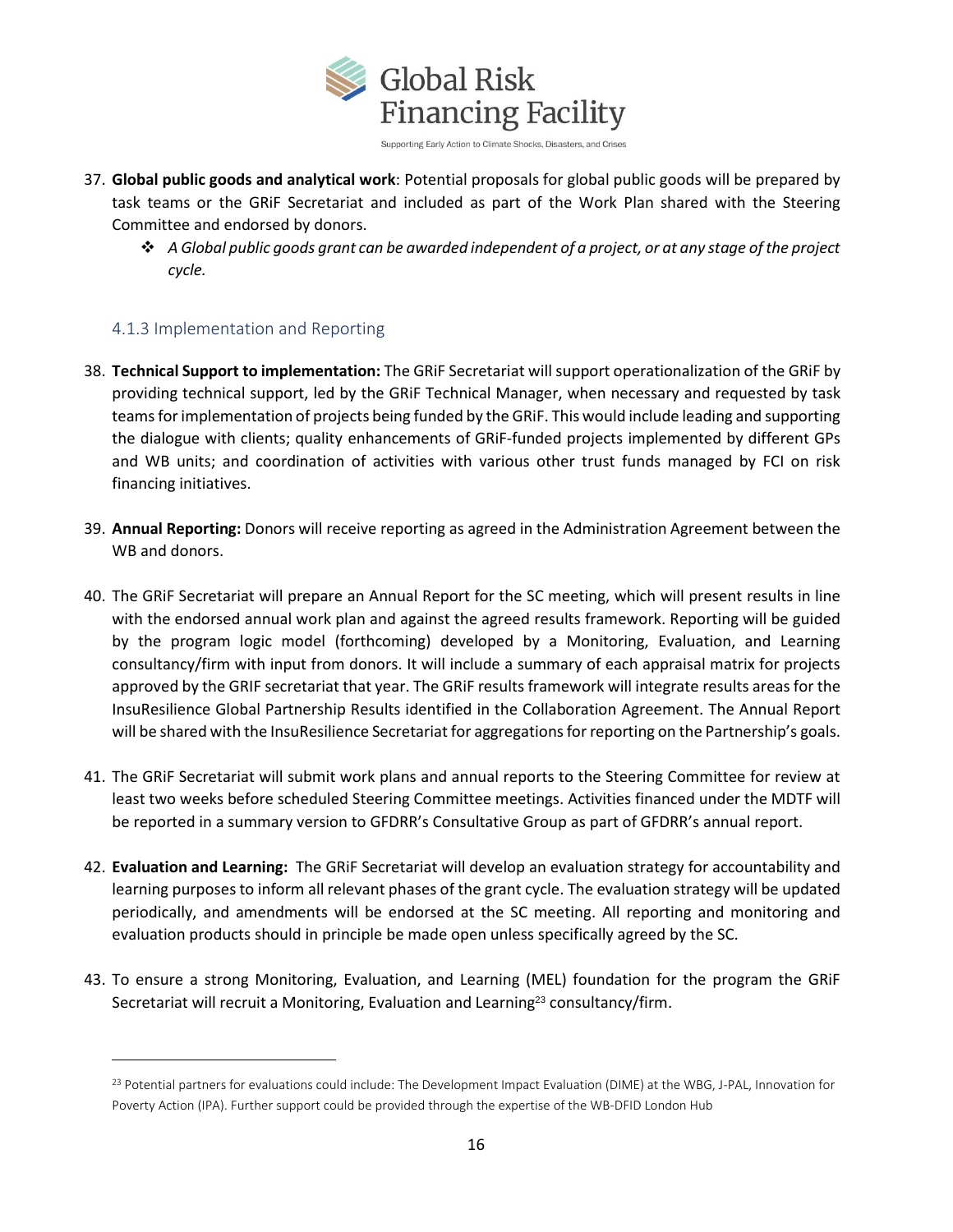37. **Global public goods and analytical work**: Potential proposals for global public goods will be prepared by task teams or the GRiF Secretariat and included as part of the Work Plan shared with the Steering Committee and endorsed by donors.
    - *A Global public goods grant can be awarded independent of a project, or at any stage of the project cycle.*

### 4.1.3 Implementation and Reporting

38. **Technical Support to implementation:** The GRiF Secretariat will support operationalization of the GRiF by providing technical support, led by the GRiF Technical Manager, when necessary and requested by task teams for implementation of projects being funded by the GRiF. This would include leading and supporting the dialogue with clients; quality enhancements of GRiF-funded projects implemented by different GPs and WB units; and coordination of activities with various other trust funds managed by FCI on risk financing initiatives.

39. **Annual Reporting:** Donors will receive reporting as agreed in the Administration Agreement between the WB and donors.

40. The GRiF Secretariat will prepare an Annual Report for the SC meeting, which will present results in line with the endorsed annual work plan and against the agreed results framework. Reporting will be guided by the program logic model (forthcoming) developed by a Monitoring, Evaluation, and Learning consultancy/firm with input from donors. It will include a summary of each appraisal matrix for projects approved by the GRIF secretariat that year. The GRiF results framework will integrate results areas for the InsuResilience Global Partnership Results identified in the Collaboration Agreement. The Annual Report will be shared with the InsuResilience Secretariat for aggregations for reporting on the Partnership's goals.

41. The GRiF Secretariat will submit work plans and annual reports to the Steering Committee for review at least two weeks before scheduled Steering Committee meetings. Activities financed under the MDTF will be reported in a summary version to GFDRR's Consultative Group as part of GFDRR's annual report.

42. **Evaluation and Learning:** The GRiF Secretariat will develop an evaluation strategy for accountability and learning purposes to inform all relevant phases of the grant cycle. The evaluation strategy will be updated periodically, and amendments will be endorsed at the SC meeting. All reporting and monitoring and evaluation products should in principle be made open unless specifically agreed by the SC.

43. To ensure a strong Monitoring, Evaluation, and Learning (MEL) foundation for the program the GRiF Secretariat will recruit a Monitoring, Evaluation and Learning[23] consultancy/firm.

---

[23] Potential partners for evaluations could include: The Development Impact Evaluation (DIME) at the WBG, J-PAL, Innovation for Poverty Action (IPA). Further support could be provided through the expertise of the WB-DFID London Hub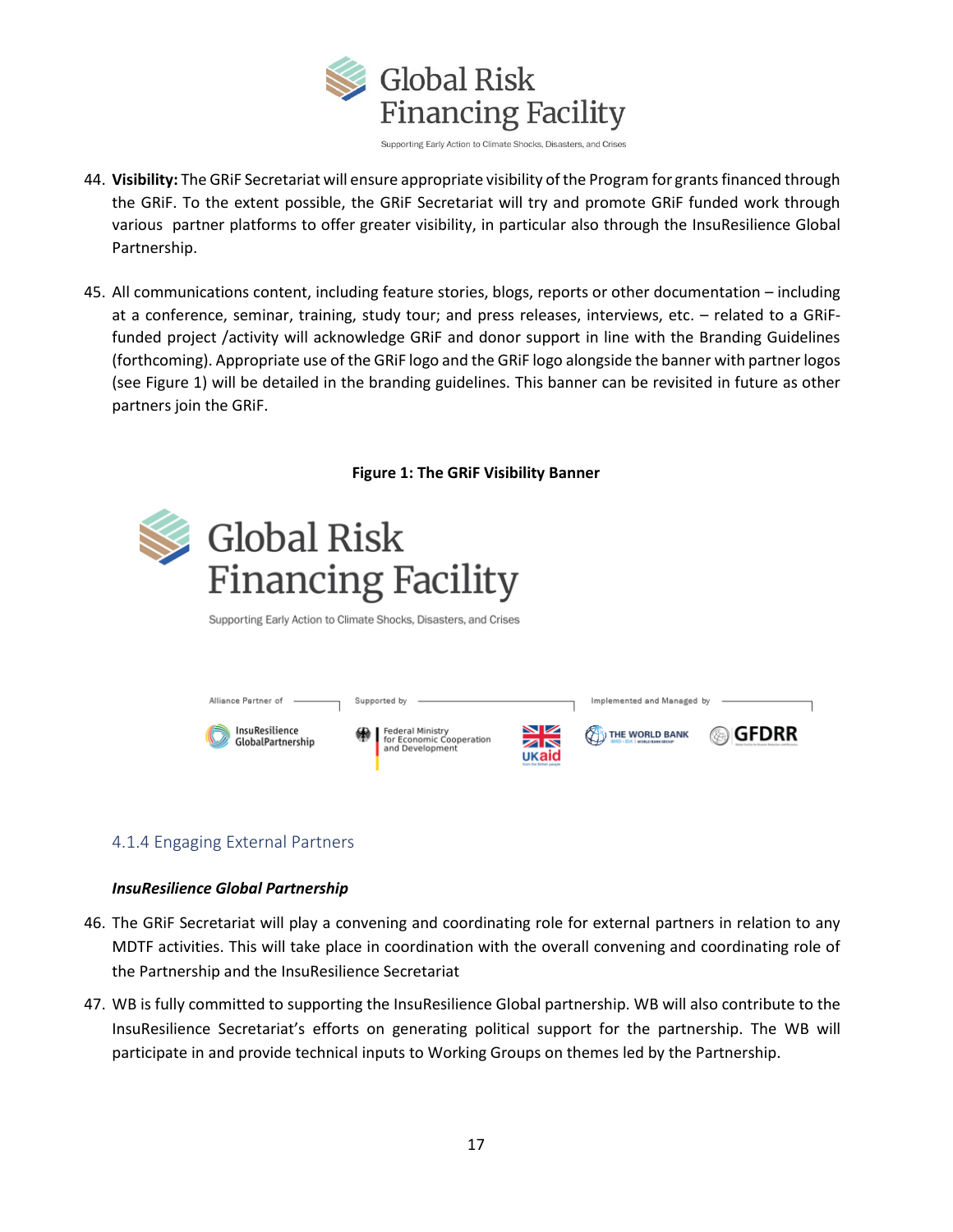44. **Visibility:** The GRiF Secretariat will ensure appropriate visibility of the Program for grants financed through the GRiF. To the extent possible, the GRiF Secretariat will try and promote GRiF funded work through various partner platforms to offer greater visibility, in particular also through the InsuResilience Global Partnership.

45. All communications content, including feature stories, blogs, reports or other documentation – including at a conference, seminar, training, study tour; and press releases, interviews, etc. – related to a GRiF-funded project /activity will acknowledge GRiF and donor support in line with the Branding Guidelines (forthcoming). Appropriate use of the GRiF logo and the GRiF logo alongside the banner with partner logos (see Figure 1) will be detailed in the branding guidelines. This banner can be revisited in future as other partners join the GRiF.

**Figure 1: The GRiF Visibility Banner**

Global Risk Financing Facility

Supporting Early Action to Climate Shocks, Disasters, and Crises

Alliance Partner of — InsuResilience GlobalPartnership

Supported by — Federal Ministry for Economic Cooperation and Development; UKaid

Implemented and Managed by — THE WORLD BANK; GFDRR

### 4.1.4 Engaging External Partners

***InsuResilience Global Partnership***

46. The GRiF Secretariat will play a convening and coordinating role for external partners in relation to any MDTF activities. This will take place in coordination with the overall convening and coordinating role of the Partnership and the InsuResilience Secretariat

47. WB is fully committed to supporting the InsuResilience Global partnership. WB will also contribute to the InsuResilience Secretariat's efforts on generating political support for the partnership. The WB will participate in and provide technical inputs to Working Groups on themes led by the Partnership.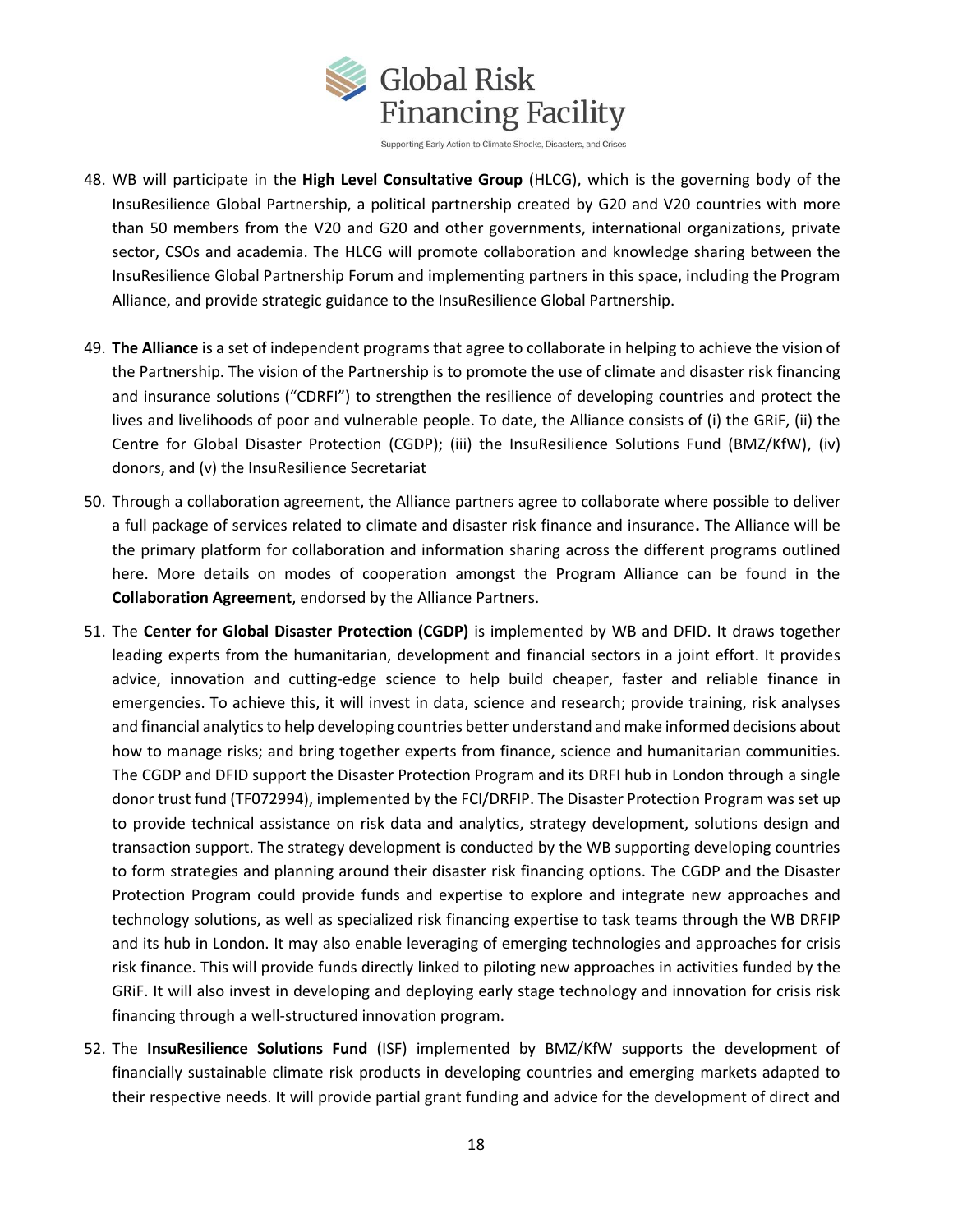48. WB will participate in the **High Level Consultative Group** (HLCG), which is the governing body of the InsuResilience Global Partnership, a political partnership created by G20 and V20 countries with more than 50 members from the V20 and G20 and other governments, international organizations, private sector, CSOs and academia. The HLCG will promote collaboration and knowledge sharing between the InsuResilience Global Partnership Forum and implementing partners in this space, including the Program Alliance, and provide strategic guidance to the InsuResilience Global Partnership.

49. **The Alliance** is a set of independent programs that agree to collaborate in helping to achieve the vision of the Partnership. The vision of the Partnership is to promote the use of climate and disaster risk financing and insurance solutions ("CDRFI") to strengthen the resilience of developing countries and protect the lives and livelihoods of poor and vulnerable people. To date, the Alliance consists of (i) the GRiF, (ii) the Centre for Global Disaster Protection (CGDP); (iii) the InsuResilience Solutions Fund (BMZ/KfW), (iv) donors, and (v) the InsuResilience Secretariat

50. Through a collaboration agreement, the Alliance partners agree to collaborate where possible to deliver a full package of services related to climate and disaster risk finance and insurance**.** The Alliance will be the primary platform for collaboration and information sharing across the different programs outlined here. More details on modes of cooperation amongst the Program Alliance can be found in the **Collaboration Agreement**, endorsed by the Alliance Partners.

51. The **Center for Global Disaster Protection (CGDP)** is implemented by WB and DFID. It draws together leading experts from the humanitarian, development and financial sectors in a joint effort. It provides advice, innovation and cutting-edge science to help build cheaper, faster and reliable finance in emergencies. To achieve this, it will invest in data, science and research; provide training, risk analyses and financial analytics to help developing countries better understand and make informed decisions about how to manage risks; and bring together experts from finance, science and humanitarian communities. The CGDP and DFID support the Disaster Protection Program and its DRFI hub in London through a single donor trust fund (TF072994), implemented by the FCI/DRFIP. The Disaster Protection Program was set up to provide technical assistance on risk data and analytics, strategy development, solutions design and transaction support. The strategy development is conducted by the WB supporting developing countries to form strategies and planning around their disaster risk financing options. The CGDP and the Disaster Protection Program could provide funds and expertise to explore and integrate new approaches and technology solutions, as well as specialized risk financing expertise to task teams through the WB DRFIP and its hub in London. It may also enable leveraging of emerging technologies and approaches for crisis risk finance. This will provide funds directly linked to piloting new approaches in activities funded by the GRiF. It will also invest in developing and deploying early stage technology and innovation for crisis risk financing through a well-structured innovation program.

52. The **InsuResilience Solutions Fund** (ISF) implemented by BMZ/KfW supports the development of financially sustainable climate risk products in developing countries and emerging markets adapted to their respective needs. It will provide partial grant funding and advice for the development of direct and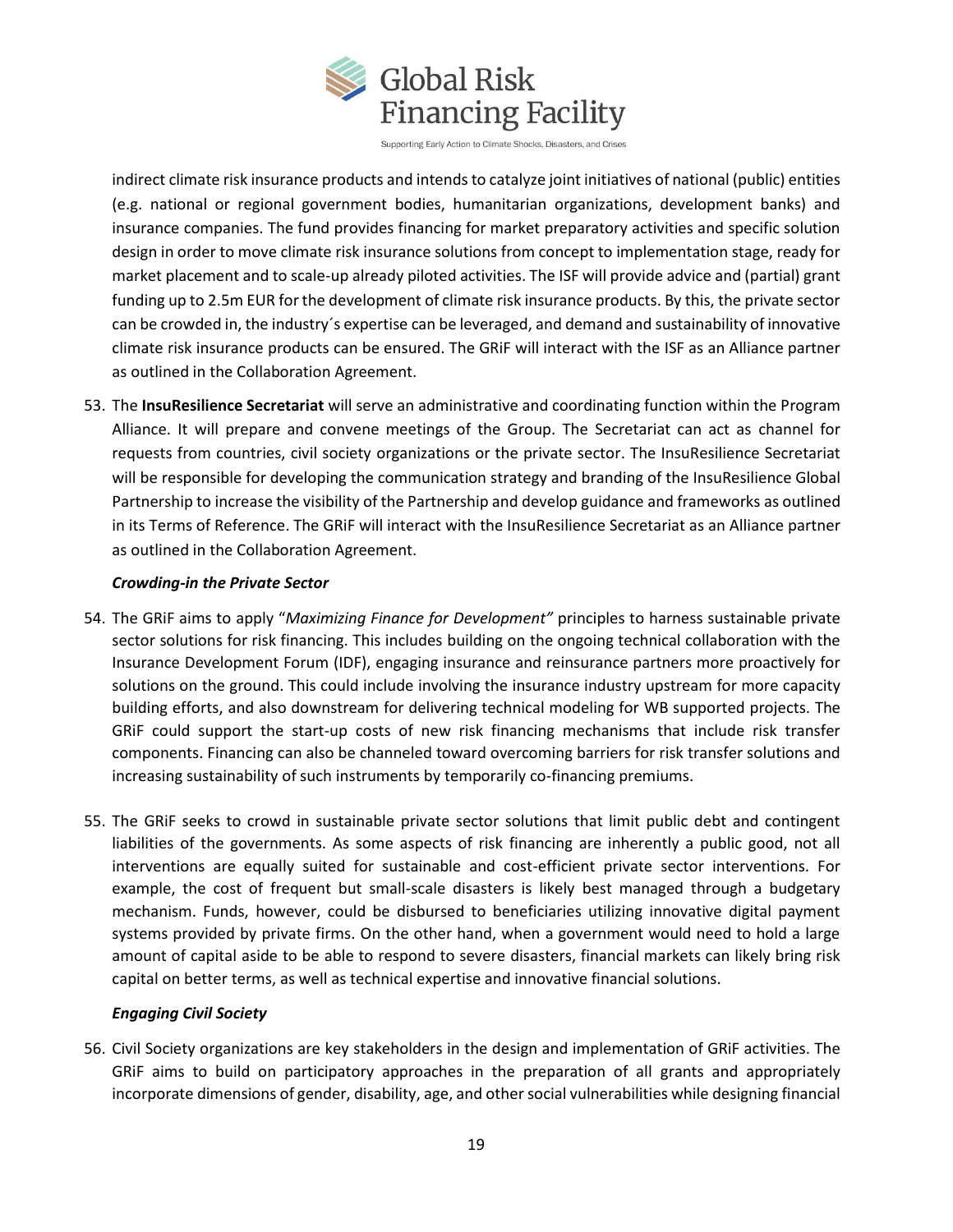indirect climate risk insurance products and intends to catalyze joint initiatives of national (public) entities (e.g. national or regional government bodies, humanitarian organizations, development banks) and insurance companies. The fund provides financing for market preparatory activities and specific solution design in order to move climate risk insurance solutions from concept to implementation stage, ready for market placement and to scale-up already piloted activities. The ISF will provide advice and (partial) grant funding up to 2.5m EUR for the development of climate risk insurance products. By this, the private sector can be crowded in, the industry´s expertise can be leveraged, and demand and sustainability of innovative climate risk insurance products can be ensured. The GRiF will interact with the ISF as an Alliance partner as outlined in the Collaboration Agreement.

53. The **InsuResilience Secretariat** will serve an administrative and coordinating function within the Program Alliance. It will prepare and convene meetings of the Group. The Secretariat can act as channel for requests from countries, civil society organizations or the private sector. The InsuResilience Secretariat will be responsible for developing the communication strategy and branding of the InsuResilience Global Partnership to increase the visibility of the Partnership and develop guidance and frameworks as outlined in its Terms of Reference. The GRiF will interact with the InsuResilience Secretariat as an Alliance partner as outlined in the Collaboration Agreement.

***Crowding-in the Private Sector***

54. The GRiF aims to apply "*Maximizing Finance for Development"* principles to harness sustainable private sector solutions for risk financing. This includes building on the ongoing technical collaboration with the Insurance Development Forum (IDF), engaging insurance and reinsurance partners more proactively for solutions on the ground. This could include involving the insurance industry upstream for more capacity building efforts, and also downstream for delivering technical modeling for WB supported projects. The GRiF could support the start-up costs of new risk financing mechanisms that include risk transfer components. Financing can also be channeled toward overcoming barriers for risk transfer solutions and increasing sustainability of such instruments by temporarily co-financing premiums.

55. The GRiF seeks to crowd in sustainable private sector solutions that limit public debt and contingent liabilities of the governments. As some aspects of risk financing are inherently a public good, not all interventions are equally suited for sustainable and cost-efficient private sector interventions. For example, the cost of frequent but small-scale disasters is likely best managed through a budgetary mechanism. Funds, however, could be disbursed to beneficiaries utilizing innovative digital payment systems provided by private firms. On the other hand, when a government would need to hold a large amount of capital aside to be able to respond to severe disasters, financial markets can likely bring risk capital on better terms, as well as technical expertise and innovative financial solutions.

***Engaging Civil Society***

56. Civil Society organizations are key stakeholders in the design and implementation of GRiF activities. The GRiF aims to build on participatory approaches in the preparation of all grants and appropriately incorporate dimensions of gender, disability, age, and other social vulnerabilities while designing financial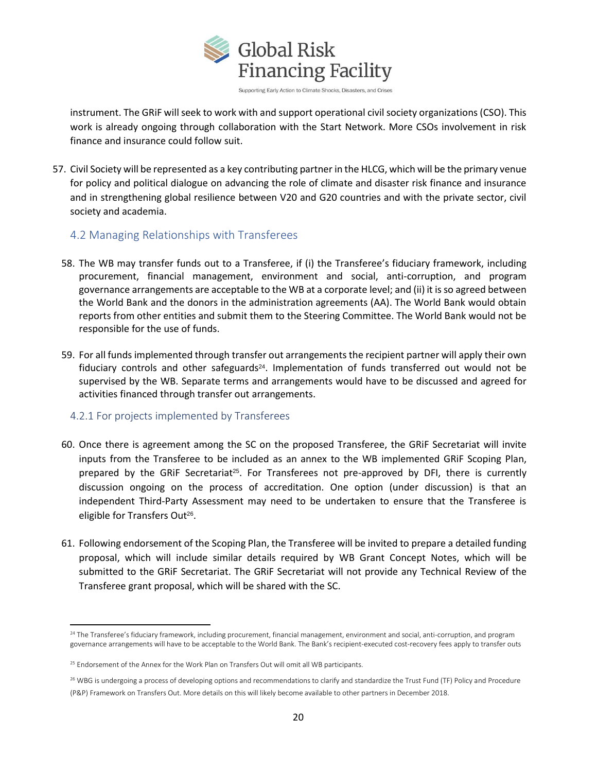instrument. The GRiF will seek to work with and support operational civil society organizations (CSO). This work is already ongoing through collaboration with the Start Network. More CSOs involvement in risk finance and insurance could follow suit.

57. Civil Society will be represented as a key contributing partner in the HLCG, which will be the primary venue for policy and political dialogue on advancing the role of climate and disaster risk finance and insurance and in strengthening global resilience between V20 and G20 countries and with the private sector, civil society and academia.

## 4.2 Managing Relationships with Transferees

58. The WB may transfer funds out to a Transferee, if (i) the Transferee's fiduciary framework, including procurement, financial management, environment and social, anti-corruption, and program governance arrangements are acceptable to the WB at a corporate level; and (ii) it is so agreed between the World Bank and the donors in the administration agreements (AA). The World Bank would obtain reports from other entities and submit them to the Steering Committee. The World Bank would not be responsible for the use of funds.

59. For all funds implemented through transfer out arrangements the recipient partner will apply their own fiduciary controls and other safeguards[24]. Implementation of funds transferred out would not be supervised by the WB. Separate terms and arrangements would have to be discussed and agreed for activities financed through transfer out arrangements.

### 4.2.1 For projects implemented by Transferees

60. Once there is agreement among the SC on the proposed Transferee, the GRiF Secretariat will invite inputs from the Transferee to be included as an annex to the WB implemented GRiF Scoping Plan, prepared by the GRiF Secretariat[25]. For Transferees not pre-approved by DFI, there is currently discussion ongoing on the process of accreditation. One option (under discussion) is that an independent Third-Party Assessment may need to be undertaken to ensure that the Transferee is eligible for Transfers Out[26].

61. Following endorsement of the Scoping Plan, the Transferee will be invited to prepare a detailed funding proposal, which will include similar details required by WB Grant Concept Notes, which will be submitted to the GRiF Secretariat. The GRiF Secretariat will not provide any Technical Review of the Transferee grant proposal, which will be shared with the SC.

---

[24] The Transferee's fiduciary framework, including procurement, financial management, environment and social, anti-corruption, and program governance arrangements will have to be acceptable to the World Bank. The Bank's recipient-executed cost-recovery fees apply to transfer outs

[25] Endorsement of the Annex for the Work Plan on Transfers Out will omit all WB participants.

[26] WBG is undergoing a process of developing options and recommendations to clarify and standardize the Trust Fund (TF) Policy and Procedure (P&P) Framework on Transfers Out. More details on this will likely become available to other partners in December 2018.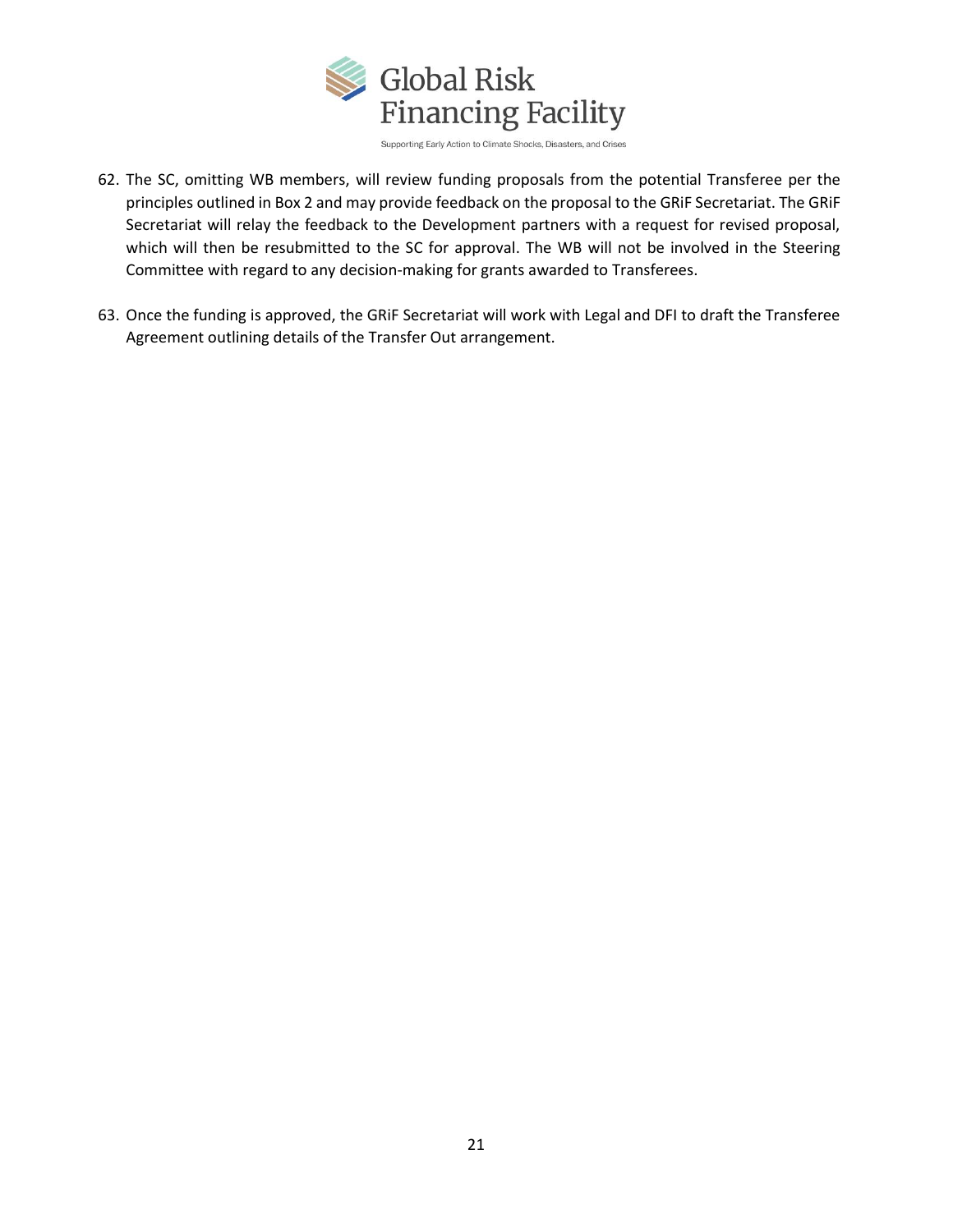62. The SC, omitting WB members, will review funding proposals from the potential Transferee per the principles outlined in Box 2 and may provide feedback on the proposal to the GRiF Secretariat. The GRiF Secretariat will relay the feedback to the Development partners with a request for revised proposal, which will then be resubmitted to the SC for approval. The WB will not be involved in the Steering Committee with regard to any decision-making for grants awarded to Transferees.

63. Once the funding is approved, the GRiF Secretariat will work with Legal and DFI to draft the Transferee Agreement outlining details of the Transfer Out arrangement.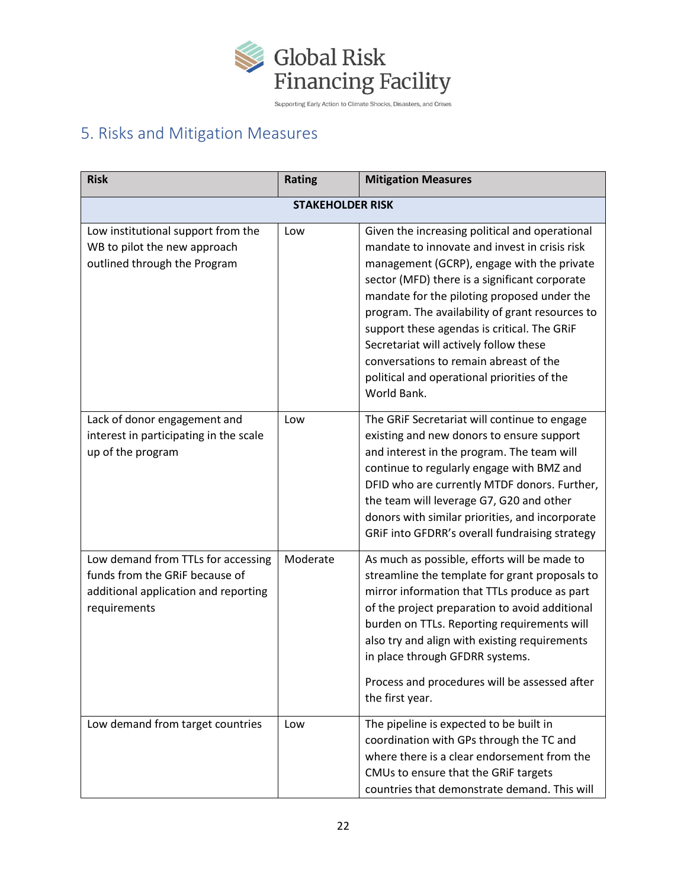## 5. Risks and Mitigation Measures

| Risk | Rating | Mitigation Measures |
|---|---|---|
| **STAKEHOLDER RISK** | | |
| Low institutional support from the WB to pilot the new approach outlined through the Program | Low | Given the increasing political and operational mandate to innovate and invest in crisis risk management (GCRP), engage with the private sector (MFD) there is a significant corporate mandate for the piloting proposed under the program. The availability of grant resources to support these agendas is critical. The GRiF Secretariat will actively follow these conversations to remain abreast of the political and operational priorities of the World Bank. |
| Lack of donor engagement and interest in participating in the scale up of the program | Low | The GRiF Secretariat will continue to engage existing and new donors to ensure support and interest in the program. The team will continue to regularly engage with BMZ and DFID who are currently MTDF donors. Further, the team will leverage G7, G20 and other donors with similar priorities, and incorporate GRiF into GFDRR's overall fundraising strategy |
| Low demand from TTLs for accessing funds from the GRiF because of additional application and reporting requirements | Moderate | As much as possible, efforts will be made to streamline the template for grant proposals to mirror information that TTLs produce as part of the project preparation to avoid additional burden on TTLs. Reporting requirements will also try and align with existing requirements in place through GFDRR systems.<br><br>Process and procedures will be assessed after the first year. |
| Low demand from target countries | Low | The pipeline is expected to be built in coordination with GPs through the TC and where there is a clear endorsement from the CMUs to ensure that the GRiF targets countries that demonstrate demand. This will |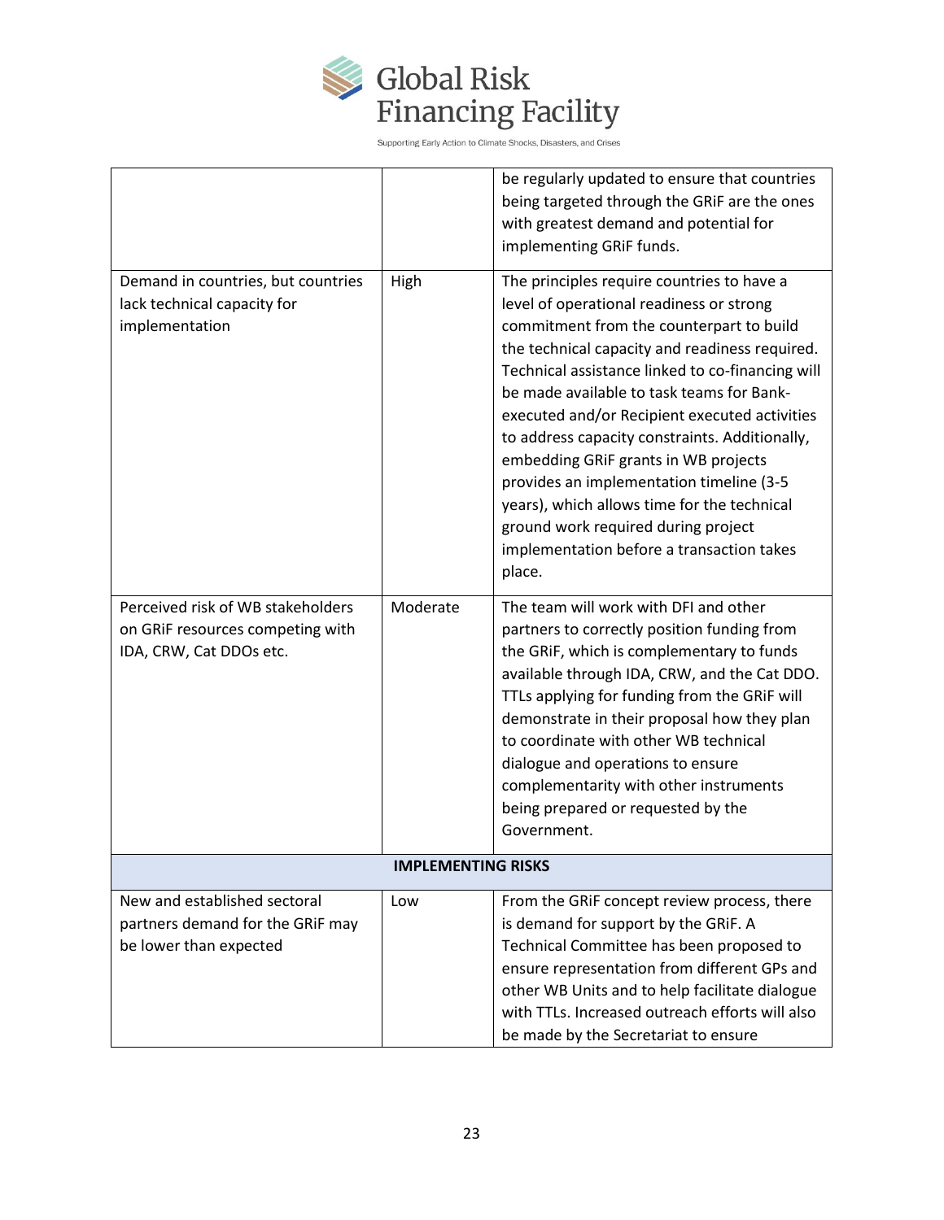| | | |
|---|---|---|
| | | be regularly updated to ensure that countries being targeted through the GRiF are the ones with greatest demand and potential for implementing GRiF funds. |
| Demand in countries, but countries lack technical capacity for implementation | High | The principles require countries to have a level of operational readiness or strong commitment from the counterpart to build the technical capacity and readiness required. Technical assistance linked to co-financing will be made available to task teams for Bank-executed and/or Recipient executed activities to address capacity constraints. Additionally, embedding GRiF grants in WB projects provides an implementation timeline (3-5 years), which allows time for the technical ground work required during project implementation before a transaction takes place. |
| Perceived risk of WB stakeholders on GRiF resources competing with IDA, CRW, Cat DDOs etc. | Moderate | The team will work with DFI and other partners to correctly position funding from the GRiF, which is complementary to funds available through IDA, CRW, and the Cat DDO. TTLs applying for funding from the GRiF will demonstrate in their proposal how they plan to coordinate with other WB technical dialogue and operations to ensure complementarity with other instruments being prepared or requested by the Government. |
| **IMPLEMENTING RISKS** | | |
| New and established sectoral partners demand for the GRiF may be lower than expected | Low | From the GRiF concept review process, there is demand for support by the GRiF. A Technical Committee has been proposed to ensure representation from different GPs and other WB Units and to help facilitate dialogue with TTLs. Increased outreach efforts will also be made by the Secretariat to ensure |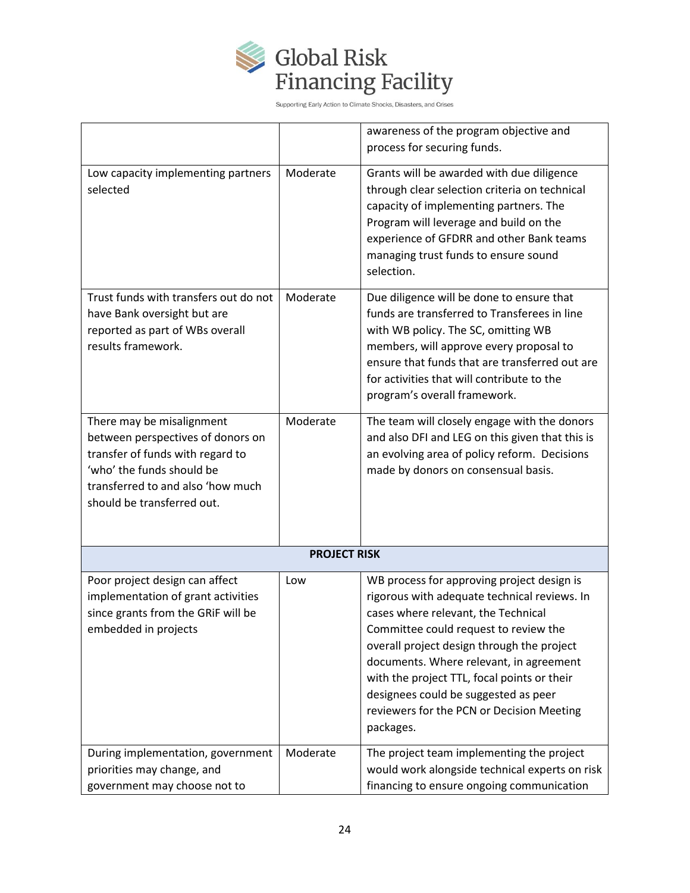| | | |
|---|---|---|
| | | awareness of the program objective and process for securing funds. |
| Low capacity implementing partners selected | Moderate | Grants will be awarded with due diligence through clear selection criteria on technical capacity of implementing partners. The Program will leverage and build on the experience of GFDRR and other Bank teams managing trust funds to ensure sound selection. |
| Trust funds with transfers out do not have Bank oversight but are reported as part of WBs overall results framework. | Moderate | Due diligence will be done to ensure that funds are transferred to Transferees in line with WB policy. The SC, omitting WB members, will approve every proposal to ensure that funds that are transferred out are for activities that will contribute to the program's overall framework. |
| There may be misalignment between perspectives of donors on transfer of funds with regard to 'who' the funds should be transferred to and also 'how much should be transferred out. | Moderate | The team will closely engage with the donors and also DFI and LEG on this given that this is an evolving area of policy reform. Decisions made by donors on consensual basis. |
| **PROJECT RISK** | | |
| Poor project design can affect implementation of grant activities since grants from the GRiF will be embedded in projects | Low | WB process for approving project design is rigorous with adequate technical reviews. In cases where relevant, the Technical Committee could request to review the overall project design through the project documents. Where relevant, in agreement with the project TTL, focal points or their designees could be suggested as peer reviewers for the PCN or Decision Meeting packages. |
| During implementation, government priorities may change, and government may choose not to | Moderate | The project team implementing the project would work alongside technical experts on risk financing to ensure ongoing communication |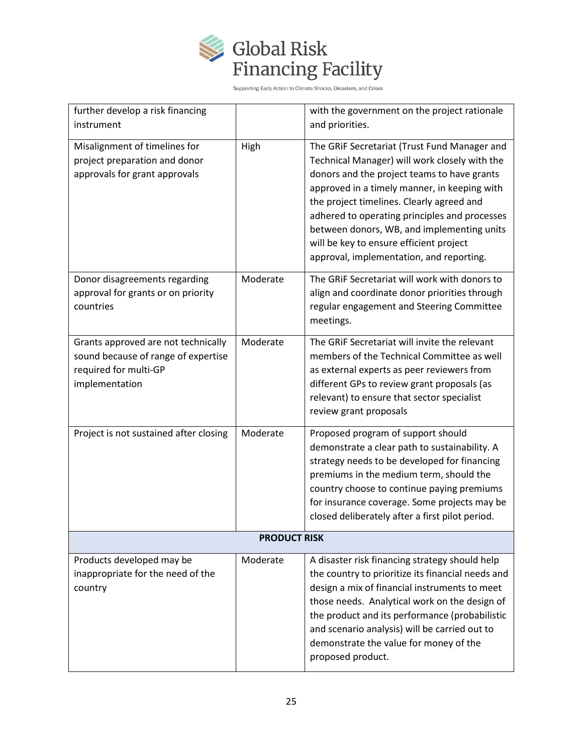| | | |
|---|---|---|
| further develop a risk financing instrument | | with the government on the project rationale and priorities. |
| Misalignment of timelines for project preparation and donor approvals for grant approvals | High | The GRiF Secretariat (Trust Fund Manager and Technical Manager) will work closely with the donors and the project teams to have grants approved in a timely manner, in keeping with the project timelines. Clearly agreed and adhered to operating principles and processes between donors, WB, and implementing units will be key to ensure efficient project approval, implementation, and reporting. |
| Donor disagreements regarding approval for grants or on priority countries | Moderate | The GRiF Secretariat will work with donors to align and coordinate donor priorities through regular engagement and Steering Committee meetings. |
| Grants approved are not technically sound because of range of expertise required for multi-GP implementation | Moderate | The GRiF Secretariat will invite the relevant members of the Technical Committee as well as external experts as peer reviewers from different GPs to review grant proposals (as relevant) to ensure that sector specialist review grant proposals |
| Project is not sustained after closing | Moderate | Proposed program of support should demonstrate a clear path to sustainability. A strategy needs to be developed for financing premiums in the medium term, should the country choose to continue paying premiums for insurance coverage. Some projects may be closed deliberately after a first pilot period. |
| **PRODUCT RISK** | | |
| Products developed may be inappropriate for the need of the country | Moderate | A disaster risk financing strategy should help the country to prioritize its financial needs and design a mix of financial instruments to meet those needs. Analytical work on the design of the product and its performance (probabilistic and scenario analysis) will be carried out to demonstrate the value for money of the proposed product. |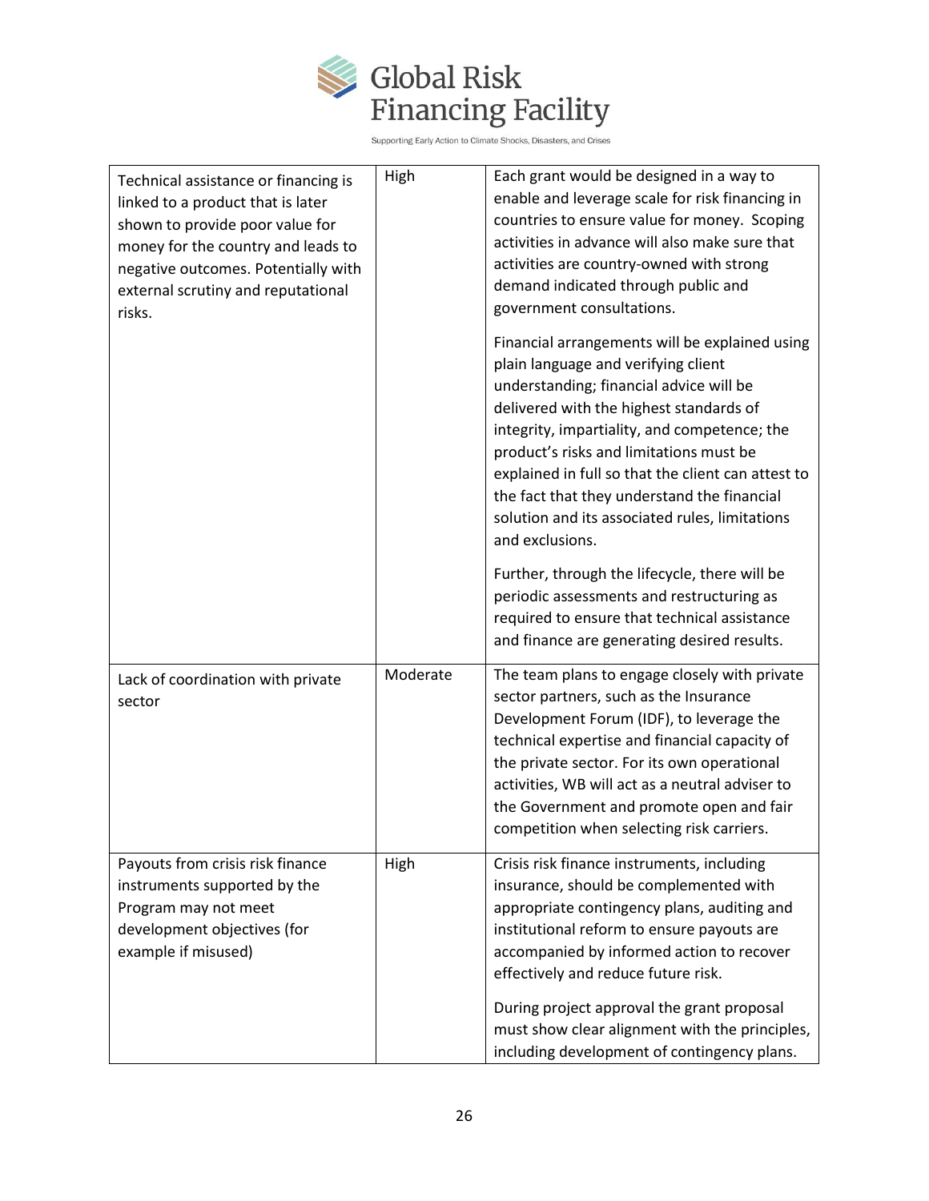| | | |
|---|---|---|
| Technical assistance or financing is linked to a product that is later shown to provide poor value for money for the country and leads to negative outcomes. Potentially with external scrutiny and reputational risks. | High | Each grant would be designed in a way to enable and leverage scale for risk financing in countries to ensure value for money. Scoping activities in advance will also make sure that activities are country-owned with strong demand indicated through public and government consultations.<br><br>Financial arrangements will be explained using plain language and verifying client understanding; financial advice will be delivered with the highest standards of integrity, impartiality, and competence; the product's risks and limitations must be explained in full so that the client can attest to the fact that they understand the financial solution and its associated rules, limitations and exclusions.<br><br>Further, through the lifecycle, there will be periodic assessments and restructuring as required to ensure that technical assistance and finance are generating desired results. |
| Lack of coordination with private sector | Moderate | The team plans to engage closely with private sector partners, such as the Insurance Development Forum (IDF), to leverage the technical expertise and financial capacity of the private sector. For its own operational activities, WB will act as a neutral adviser to the Government and promote open and fair competition when selecting risk carriers. |
| Payouts from crisis risk finance instruments supported by the Program may not meet development objectives (for example if misused) | High | Crisis risk finance instruments, including insurance, should be complemented with appropriate contingency plans, auditing and institutional reform to ensure payouts are accompanied by informed action to recover effectively and reduce future risk.<br><br>During project approval the grant proposal must show clear alignment with the principles, including development of contingency plans. |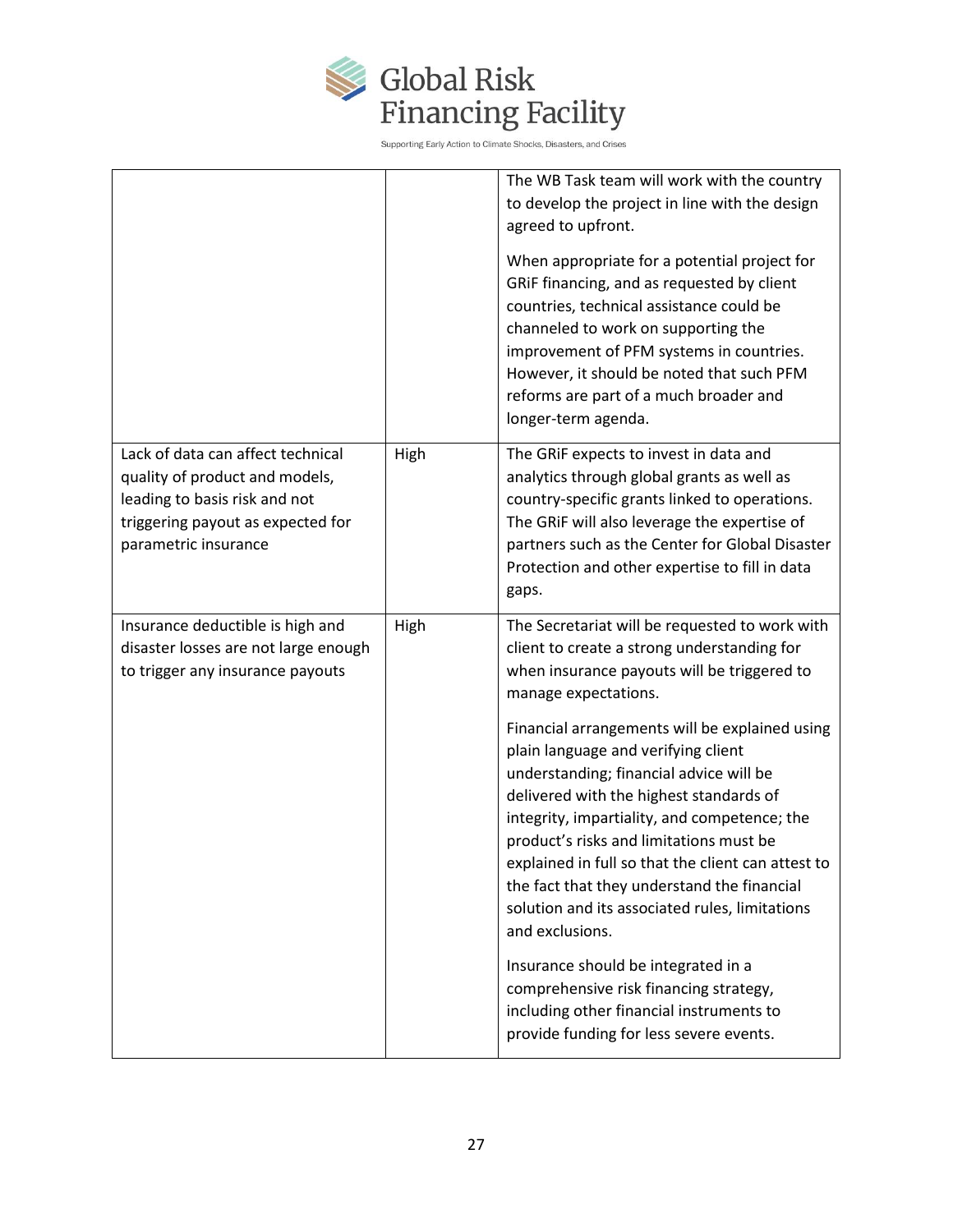| | | |
|---|---|---|
| | | The WB Task team will work with the country to develop the project in line with the design agreed to upfront.<br><br>When appropriate for a potential project for GRiF financing, and as requested by client countries, technical assistance could be channeled to work on supporting the improvement of PFM systems in countries. However, it should be noted that such PFM reforms are part of a much broader and longer-term agenda. |
| Lack of data can affect technical quality of product and models, leading to basis risk and not triggering payout as expected for parametric insurance | High | The GRiF expects to invest in data and analytics through global grants as well as country-specific grants linked to operations. The GRiF will also leverage the expertise of partners such as the Center for Global Disaster Protection and other expertise to fill in data gaps. |
| Insurance deductible is high and disaster losses are not large enough to trigger any insurance payouts | High | The Secretariat will be requested to work with client to create a strong understanding for when insurance payouts will be triggered to manage expectations.<br><br>Financial arrangements will be explained using plain language and verifying client understanding; financial advice will be delivered with the highest standards of integrity, impartiality, and competence; the product's risks and limitations must be explained in full so that the client can attest to the fact that they understand the financial solution and its associated rules, limitations and exclusions.<br><br>Insurance should be integrated in a comprehensive risk financing strategy, including other financial instruments to provide funding for less severe events. |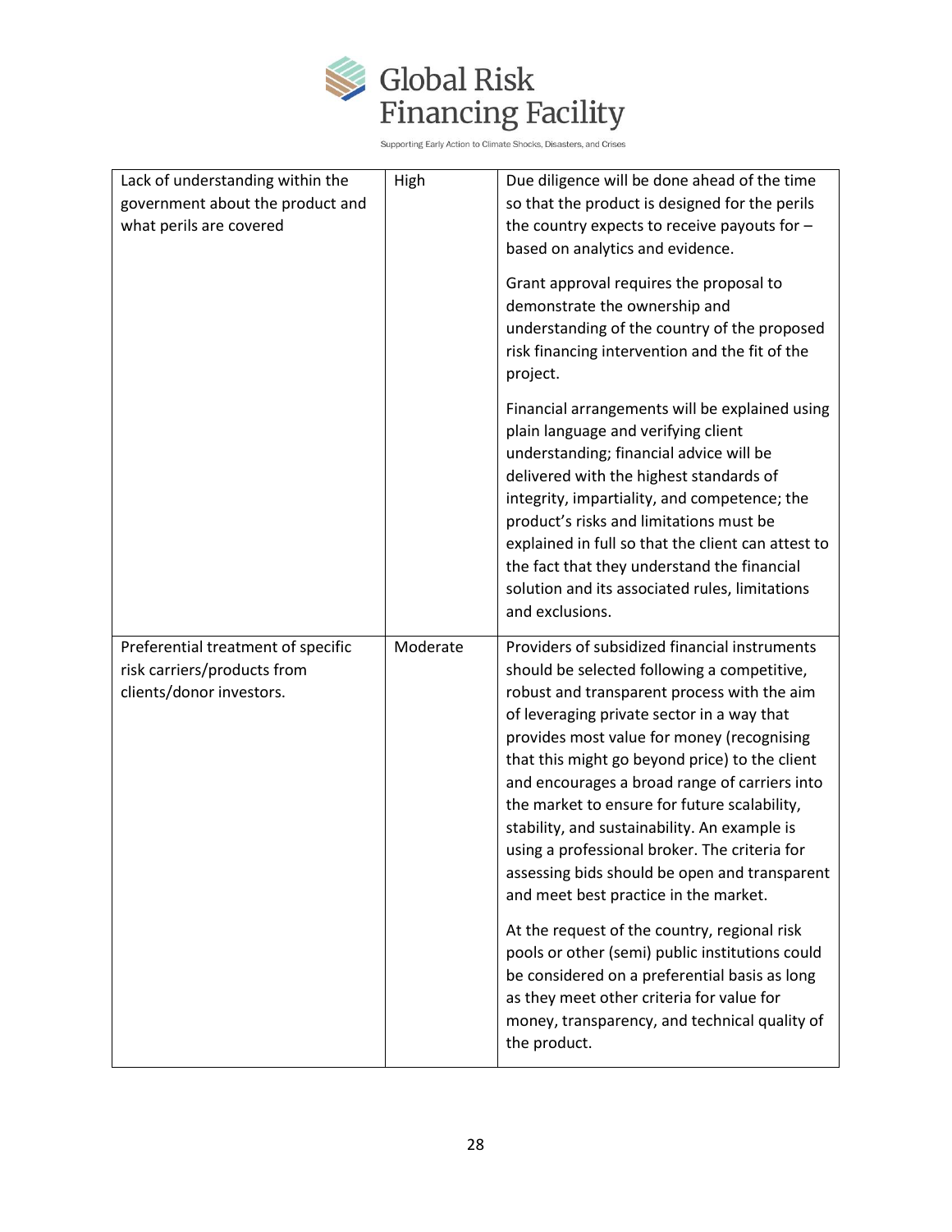| | | |
|---|---|---|
| Lack of understanding within the government about the product and what perils are covered | High | Due diligence will be done ahead of the time so that the product is designed for the perils the country expects to receive payouts for – based on analytics and evidence.<br><br>Grant approval requires the proposal to demonstrate the ownership and understanding of the country of the proposed risk financing intervention and the fit of the project.<br><br>Financial arrangements will be explained using plain language and verifying client understanding; financial advice will be delivered with the highest standards of integrity, impartiality, and competence; the product's risks and limitations must be explained in full so that the client can attest to the fact that they understand the financial solution and its associated rules, limitations and exclusions. |
| Preferential treatment of specific risk carriers/products from clients/donor investors. | Moderate | Providers of subsidized financial instruments should be selected following a competitive, robust and transparent process with the aim of leveraging private sector in a way that provides most value for money (recognising that this might go beyond price) to the client and encourages a broad range of carriers into the market to ensure for future scalability, stability, and sustainability. An example is using a professional broker. The criteria for assessing bids should be open and transparent and meet best practice in the market.<br><br>At the request of the country, regional risk pools or other (semi) public institutions could be considered on a preferential basis as long as they meet other criteria for value for money, transparency, and technical quality of the product. |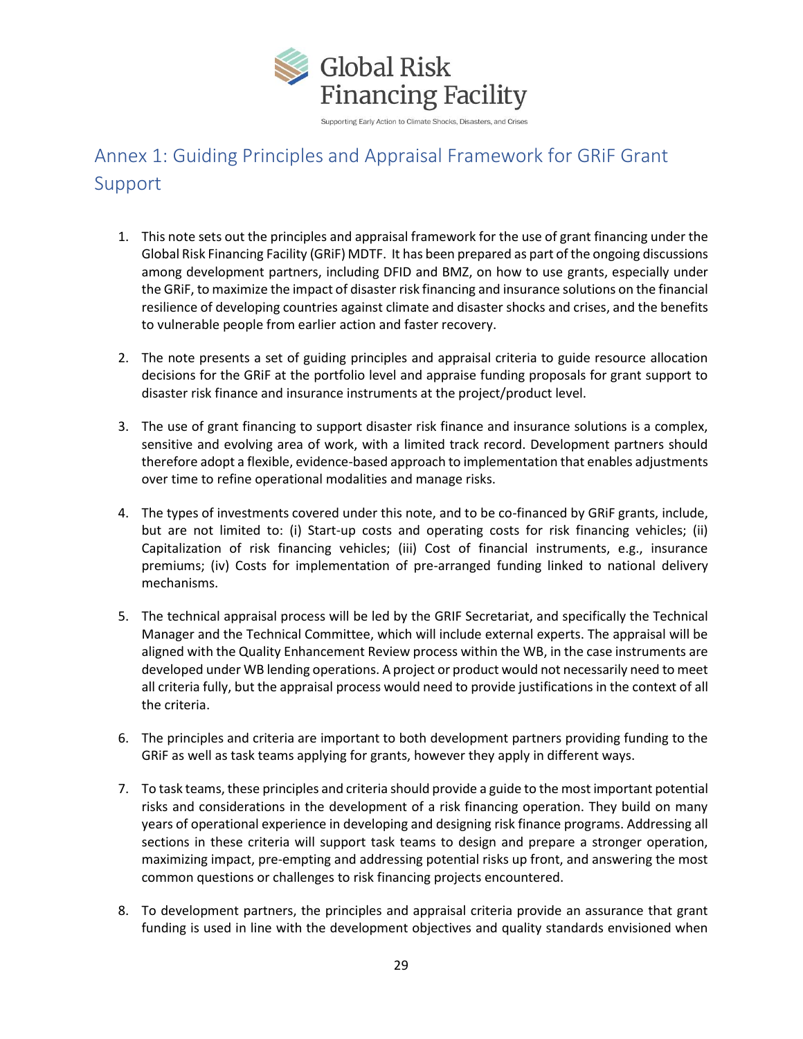# Annex 1: Guiding Principles and Appraisal Framework for GRiF Grant Support

1. This note sets out the principles and appraisal framework for the use of grant financing under the Global Risk Financing Facility (GRiF) MDTF. It has been prepared as part of the ongoing discussions among development partners, including DFID and BMZ, on how to use grants, especially under the GRiF, to maximize the impact of disaster risk financing and insurance solutions on the financial resilience of developing countries against climate and disaster shocks and crises, and the benefits to vulnerable people from earlier action and faster recovery.

2. The note presents a set of guiding principles and appraisal criteria to guide resource allocation decisions for the GRiF at the portfolio level and appraise funding proposals for grant support to disaster risk finance and insurance instruments at the project/product level.

3. The use of grant financing to support disaster risk finance and insurance solutions is a complex, sensitive and evolving area of work, with a limited track record. Development partners should therefore adopt a flexible, evidence-based approach to implementation that enables adjustments over time to refine operational modalities and manage risks.

4. The types of investments covered under this note, and to be co-financed by GRiF grants, include, but are not limited to: (i) Start-up costs and operating costs for risk financing vehicles; (ii) Capitalization of risk financing vehicles; (iii) Cost of financial instruments, e.g., insurance premiums; (iv) Costs for implementation of pre-arranged funding linked to national delivery mechanisms.

5. The technical appraisal process will be led by the GRIF Secretariat, and specifically the Technical Manager and the Technical Committee, which will include external experts. The appraisal will be aligned with the Quality Enhancement Review process within the WB, in the case instruments are developed under WB lending operations. A project or product would not necessarily need to meet all criteria fully, but the appraisal process would need to provide justifications in the context of all the criteria.

6. The principles and criteria are important to both development partners providing funding to the GRiF as well as task teams applying for grants, however they apply in different ways.

7. To task teams, these principles and criteria should provide a guide to the most important potential risks and considerations in the development of a risk financing operation. They build on many years of operational experience in developing and designing risk finance programs. Addressing all sections in these criteria will support task teams to design and prepare a stronger operation, maximizing impact, pre-empting and addressing potential risks up front, and answering the most common questions or challenges to risk financing projects encountered.

8. To development partners, the principles and appraisal criteria provide an assurance that grant funding is used in line with the development objectives and quality standards envisioned when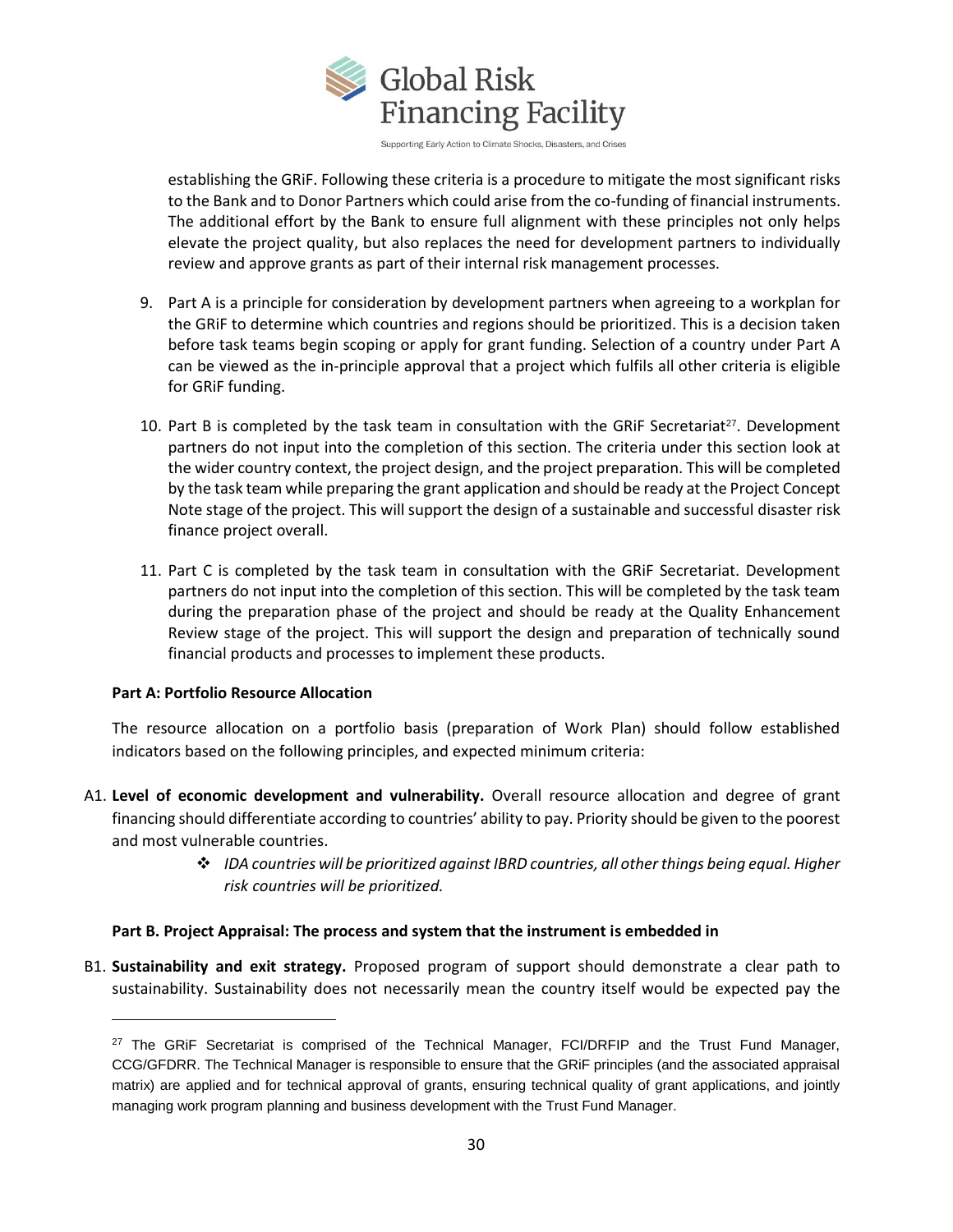establishing the GRiF. Following these criteria is a procedure to mitigate the most significant risks to the Bank and to Donor Partners which could arise from the co-funding of financial instruments. The additional effort by the Bank to ensure full alignment with these principles not only helps elevate the project quality, but also replaces the need for development partners to individually review and approve grants as part of their internal risk management processes.

9. Part A is a principle for consideration by development partners when agreeing to a workplan for the GRiF to determine which countries and regions should be prioritized. This is a decision taken before task teams begin scoping or apply for grant funding. Selection of a country under Part A can be viewed as the in-principle approval that a project which fulfils all other criteria is eligible for GRiF funding.

10. Part B is completed by the task team in consultation with the GRiF Secretariat[27]. Development partners do not input into the completion of this section. The criteria under this section look at the wider country context, the project design, and the project preparation. This will be completed by the task team while preparing the grant application and should be ready at the Project Concept Note stage of the project. This will support the design of a sustainable and successful disaster risk finance project overall.

11. Part C is completed by the task team in consultation with the GRiF Secretariat. Development partners do not input into the completion of this section. This will be completed by the task team during the preparation phase of the project and should be ready at the Quality Enhancement Review stage of the project. This will support the design and preparation of technically sound financial products and processes to implement these products.

**Part A: Portfolio Resource Allocation**

The resource allocation on a portfolio basis (preparation of Work Plan) should follow established indicators based on the following principles, and expected minimum criteria:

A1. **Level of economic development and vulnerability.** Overall resource allocation and degree of grant financing should differentiate according to countries' ability to pay. Priority should be given to the poorest and most vulnerable countries.

- *IDA countries will be prioritized against IBRD countries, all other things being equal. Higher risk countries will be prioritized.*

**Part B. Project Appraisal: The process and system that the instrument is embedded in**

B1. **Sustainability and exit strategy.** Proposed program of support should demonstrate a clear path to sustainability. Sustainability does not necessarily mean the country itself would be expected pay the

[27] The GRiF Secretariat is comprised of the Technical Manager, FCI/DRFIP and the Trust Fund Manager, CCG/GFDRR. The Technical Manager is responsible to ensure that the GRiF principles (and the associated appraisal matrix) are applied and for technical approval of grants, ensuring technical quality of grant applications, and jointly managing work program planning and business development with the Trust Fund Manager.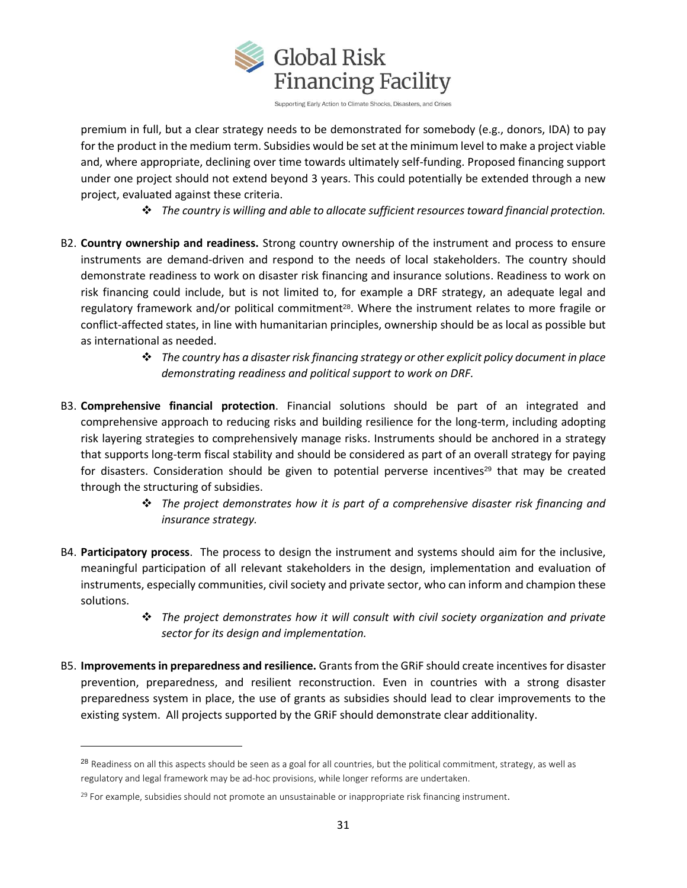premium in full, but a clear strategy needs to be demonstrated for somebody (e.g., donors, IDA) to pay for the product in the medium term. Subsidies would be set at the minimum level to make a project viable and, where appropriate, declining over time towards ultimately self-funding. Proposed financing support under one project should not extend beyond 3 years. This could potentially be extended through a new project, evaluated against these criteria.

- *The country is willing and able to allocate sufficient resources toward financial protection.*

B2. **Country ownership and readiness.** Strong country ownership of the instrument and process to ensure instruments are demand-driven and respond to the needs of local stakeholders. The country should demonstrate readiness to work on disaster risk financing and insurance solutions. Readiness to work on risk financing could include, but is not limited to, for example a DRF strategy, an adequate legal and regulatory framework and/or political commitment[28]. Where the instrument relates to more fragile or conflict-affected states, in line with humanitarian principles, ownership should be as local as possible but as international as needed.

- *The country has a disaster risk financing strategy or other explicit policy document in place demonstrating readiness and political support to work on DRF.*

B3. **Comprehensive financial protection**. Financial solutions should be part of an integrated and comprehensive approach to reducing risks and building resilience for the long-term, including adopting risk layering strategies to comprehensively manage risks. Instruments should be anchored in a strategy that supports long-term fiscal stability and should be considered as part of an overall strategy for paying for disasters. Consideration should be given to potential perverse incentives[29] that may be created through the structuring of subsidies.

- *The project demonstrates how it is part of a comprehensive disaster risk financing and insurance strategy.*

B4. **Participatory process**. The process to design the instrument and systems should aim for the inclusive, meaningful participation of all relevant stakeholders in the design, implementation and evaluation of instruments, especially communities, civil society and private sector, who can inform and champion these solutions.

- *The project demonstrates how it will consult with civil society organization and private sector for its design and implementation.*

B5. **Improvements in preparedness and resilience.** Grants from the GRiF should create incentives for disaster prevention, preparedness, and resilient reconstruction. Even in countries with a strong disaster preparedness system in place, the use of grants as subsidies should lead to clear improvements to the existing system. All projects supported by the GRiF should demonstrate clear additionality.

---

[28] Readiness on all this aspects should be seen as a goal for all countries, but the political commitment, strategy, as well as regulatory and legal framework may be ad-hoc provisions, while longer reforms are undertaken.

[29] For example, subsidies should not promote an unsustainable or inappropriate risk financing instrument.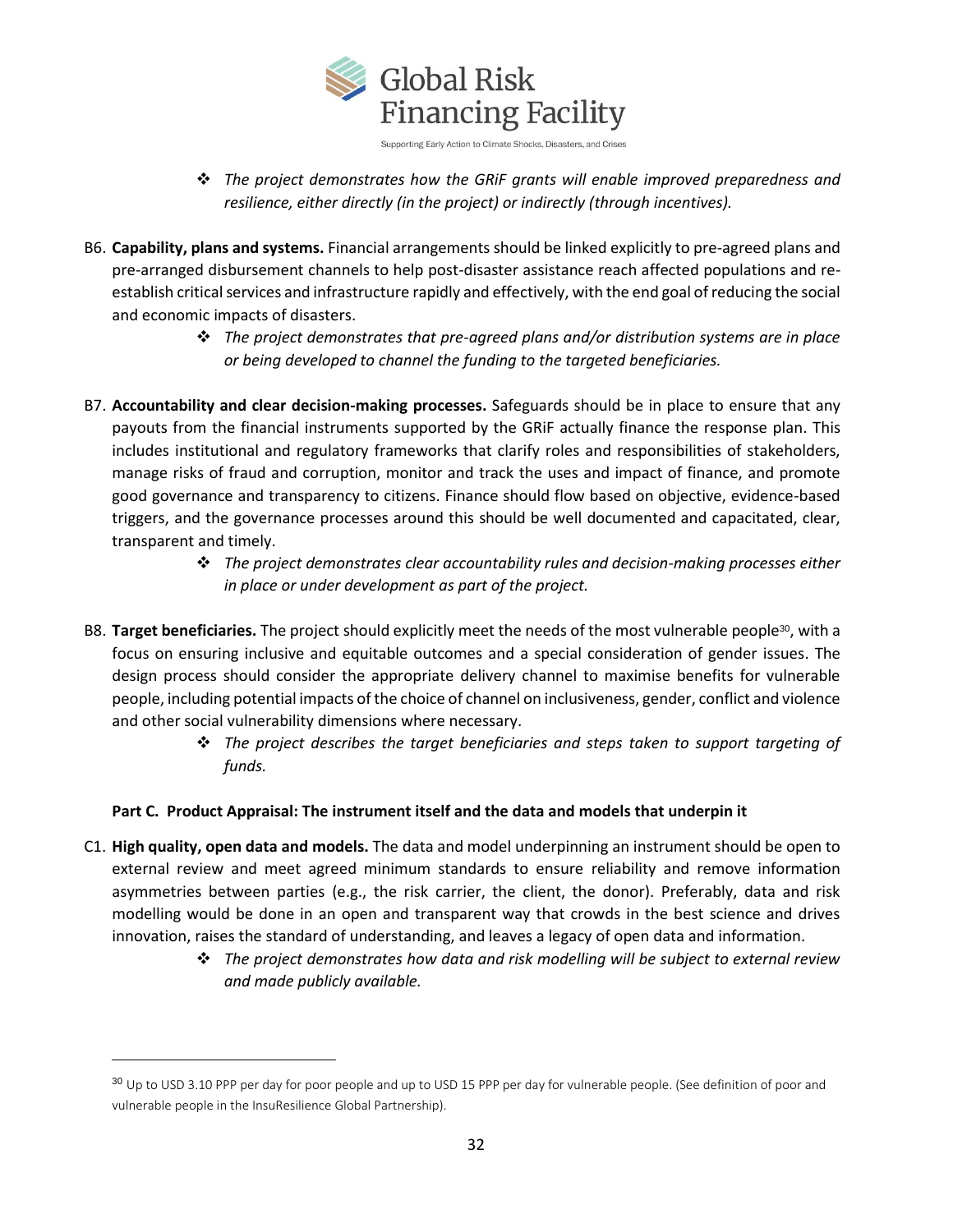- *The project demonstrates how the GRiF grants will enable improved preparedness and resilience, either directly (in the project) or indirectly (through incentives).*

B6. **Capability, plans and systems.** Financial arrangements should be linked explicitly to pre-agreed plans and pre-arranged disbursement channels to help post-disaster assistance reach affected populations and re-establish critical services and infrastructure rapidly and effectively, with the end goal of reducing the social and economic impacts of disasters.

- *The project demonstrates that pre-agreed plans and/or distribution systems are in place or being developed to channel the funding to the targeted beneficiaries.*

B7. **Accountability and clear decision-making processes.** Safeguards should be in place to ensure that any payouts from the financial instruments supported by the GRiF actually finance the response plan. This includes institutional and regulatory frameworks that clarify roles and responsibilities of stakeholders, manage risks of fraud and corruption, monitor and track the uses and impact of finance, and promote good governance and transparency to citizens. Finance should flow based on objective, evidence-based triggers, and the governance processes around this should be well documented and capacitated, clear, transparent and timely.

- *The project demonstrates clear accountability rules and decision-making processes either in place or under development as part of the project.*

B8. **Target beneficiaries.** The project should explicitly meet the needs of the most vulnerable people[30], with a focus on ensuring inclusive and equitable outcomes and a special consideration of gender issues. The design process should consider the appropriate delivery channel to maximise benefits for vulnerable people, including potential impacts of the choice of channel on inclusiveness, gender, conflict and violence and other social vulnerability dimensions where necessary.

- *The project describes the target beneficiaries and steps taken to support targeting of funds.*

**Part C. Product Appraisal: The instrument itself and the data and models that underpin it**

C1. **High quality, open data and models.** The data and model underpinning an instrument should be open to external review and meet agreed minimum standards to ensure reliability and remove information asymmetries between parties (e.g., the risk carrier, the client, the donor). Preferably, data and risk modelling would be done in an open and transparent way that crowds in the best science and drives innovation, raises the standard of understanding, and leaves a legacy of open data and information.

- *The project demonstrates how data and risk modelling will be subject to external review and made publicly available.*

---

[30] Up to USD 3.10 PPP per day for poor people and up to USD 15 PPP per day for vulnerable people. (See definition of poor and vulnerable people in the InsuResilience Global Partnership).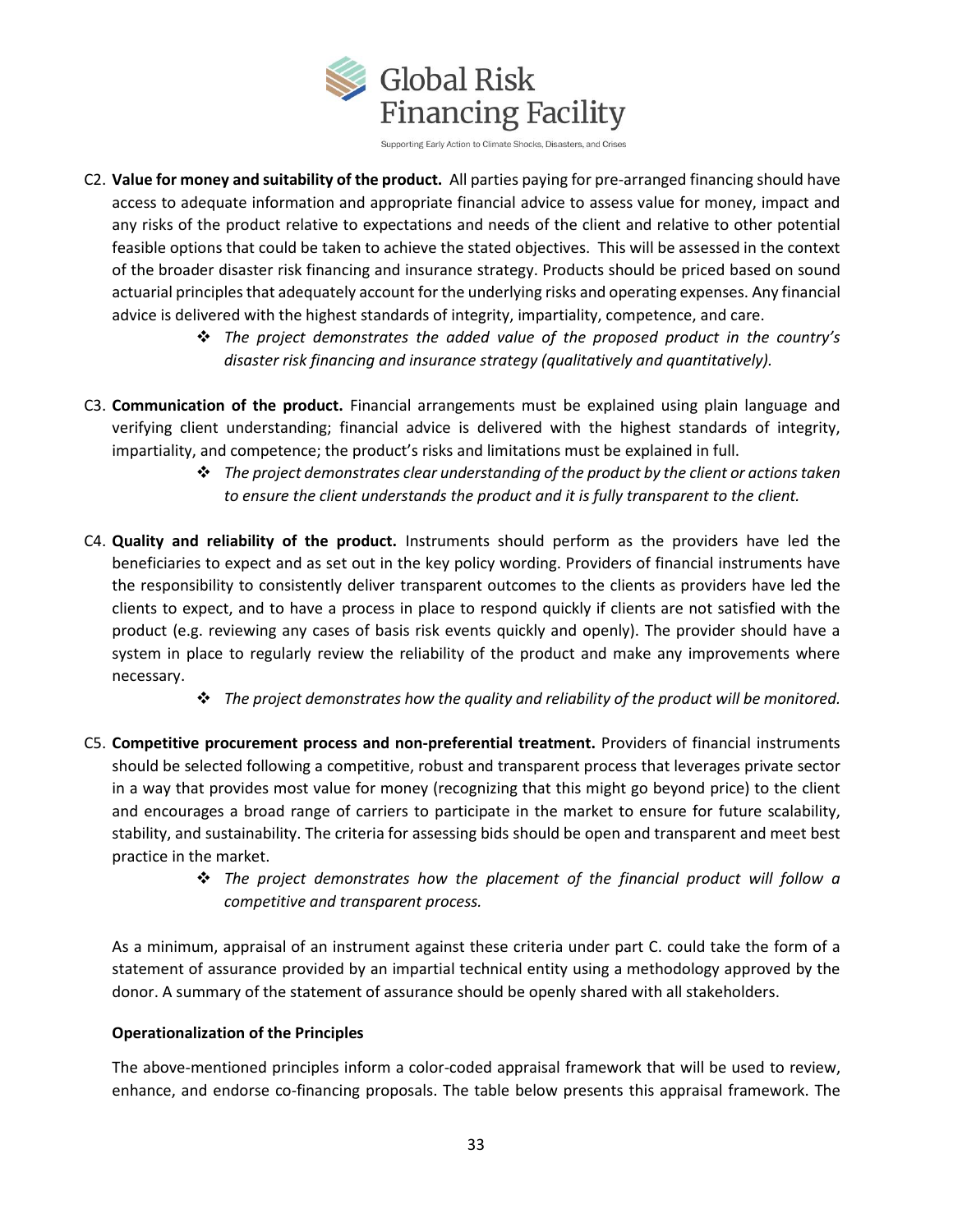C2. **Value for money and suitability of the product.** All parties paying for pre-arranged financing should have access to adequate information and appropriate financial advice to assess value for money, impact and any risks of the product relative to expectations and needs of the client and relative to other potential feasible options that could be taken to achieve the stated objectives. This will be assessed in the context of the broader disaster risk financing and insurance strategy. Products should be priced based on sound actuarial principles that adequately account for the underlying risks and operating expenses. Any financial advice is delivered with the highest standards of integrity, impartiality, competence, and care.

- *The project demonstrates the added value of the proposed product in the country's disaster risk financing and insurance strategy (qualitatively and quantitatively).*

C3. **Communication of the product.** Financial arrangements must be explained using plain language and verifying client understanding; financial advice is delivered with the highest standards of integrity, impartiality, and competence; the product's risks and limitations must be explained in full.

- *The project demonstrates clear understanding of the product by the client or actions taken to ensure the client understands the product and it is fully transparent to the client.*

C4. **Quality and reliability of the product.** Instruments should perform as the providers have led the beneficiaries to expect and as set out in the key policy wording. Providers of financial instruments have the responsibility to consistently deliver transparent outcomes to the clients as providers have led the clients to expect, and to have a process in place to respond quickly if clients are not satisfied with the product (e.g. reviewing any cases of basis risk events quickly and openly). The provider should have a system in place to regularly review the reliability of the product and make any improvements where necessary.

- *The project demonstrates how the quality and reliability of the product will be monitored.*

C5. **Competitive procurement process and non-preferential treatment.** Providers of financial instruments should be selected following a competitive, robust and transparent process that leverages private sector in a way that provides most value for money (recognizing that this might go beyond price) to the client and encourages a broad range of carriers to participate in the market to ensure for future scalability, stability, and sustainability. The criteria for assessing bids should be open and transparent and meet best practice in the market.

- *The project demonstrates how the placement of the financial product will follow a competitive and transparent process.*

As a minimum, appraisal of an instrument against these criteria under part C. could take the form of a statement of assurance provided by an impartial technical entity using a methodology approved by the donor. A summary of the statement of assurance should be openly shared with all stakeholders.

**Operationalization of the Principles**

The above-mentioned principles inform a color-coded appraisal framework that will be used to review, enhance, and endorse co-financing proposals. The table below presents this appraisal framework. The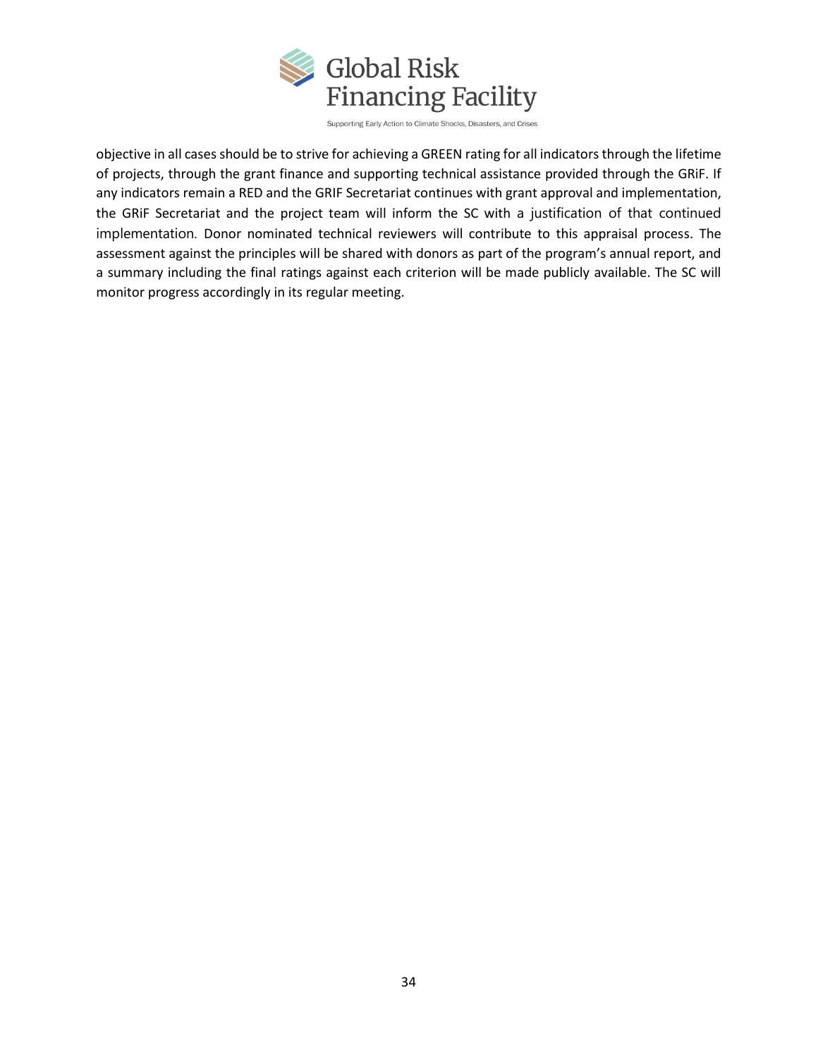objective in all cases should be to strive for achieving a GREEN rating for all indicators through the lifetime of projects, through the grant finance and supporting technical assistance provided through the GRiF. If any indicators remain a RED and the GRIF Secretariat continues with grant approval and implementation, the GRiF Secretariat and the project team will inform the SC with a justification of that continued implementation. Donor nominated technical reviewers will contribute to this appraisal process. The assessment against the principles will be shared with donors as part of the program's annual report, and a summary including the final ratings against each criterion will be made publicly available. The SC will monitor progress accordingly in its regular meeting.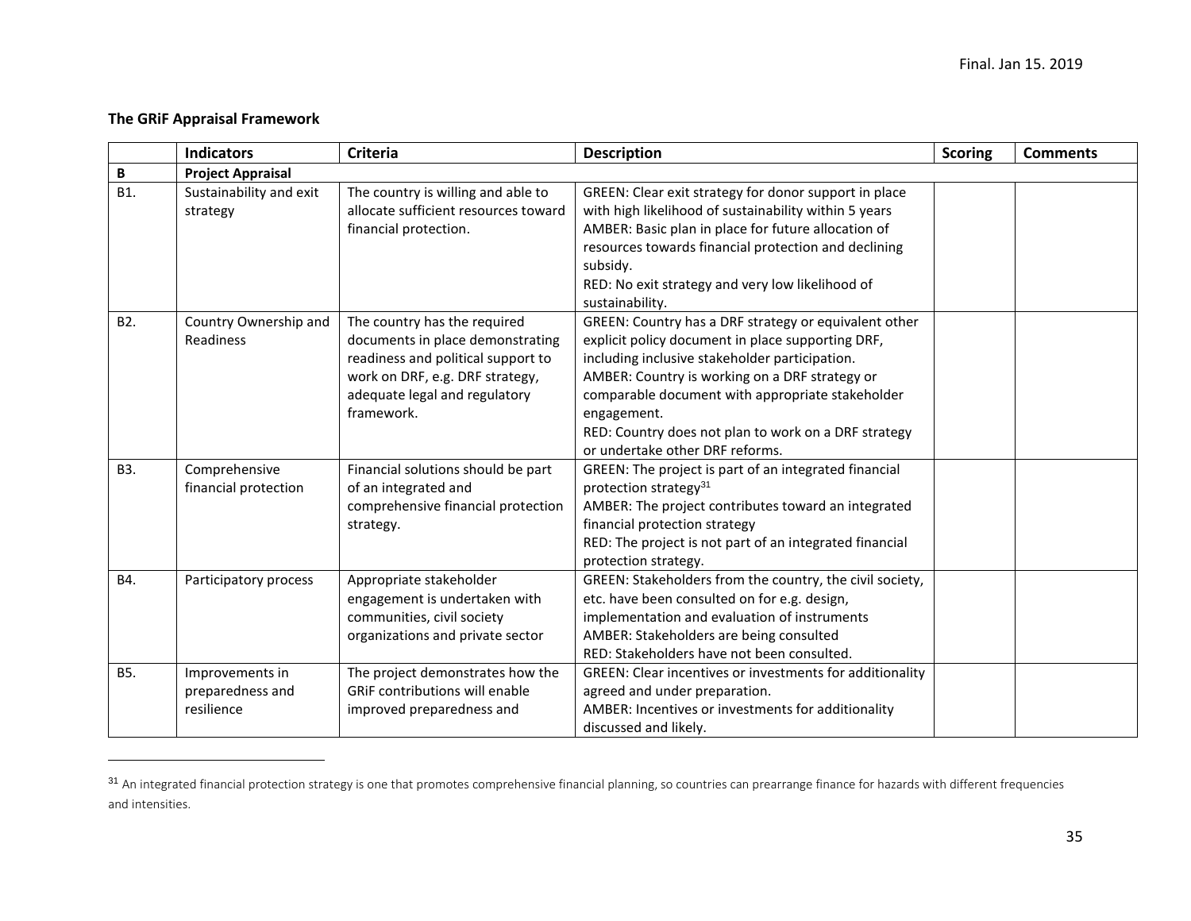**The GRiF Appraisal Framework**

| | Indicators | Criteria | Description | Scoring | Comments |
|---|---|---|---|---|---|
| **B** | **Project Appraisal** | | | | |
| B1. | Sustainability and exit strategy | The country is willing and able to allocate sufficient resources toward financial protection. | GREEN: Clear exit strategy for donor support in place with high likelihood of sustainability within 5 years<br>AMBER: Basic plan in place for future allocation of resources towards financial protection and declining subsidy.<br>RED: No exit strategy and very low likelihood of sustainability. | | |
| B2. | Country Ownership and Readiness | The country has the required documents in place demonstrating readiness and political support to work on DRF, e.g. DRF strategy, adequate legal and regulatory framework. | GREEN: Country has a DRF strategy or equivalent other explicit policy document in place supporting DRF, including inclusive stakeholder participation.<br>AMBER: Country is working on a DRF strategy or comparable document with appropriate stakeholder engagement.<br>RED: Country does not plan to work on a DRF strategy or undertake other DRF reforms. | | |
| B3. | Comprehensive financial protection | Financial solutions should be part of an integrated and comprehensive financial protection strategy. | GREEN: The project is part of an integrated financial protection strategy[31]<br>AMBER: The project contributes toward an integrated financial protection strategy<br>RED: The project is not part of an integrated financial protection strategy. | | |
| B4. | Participatory process | Appropriate stakeholder engagement is undertaken with communities, civil society organizations and private sector | GREEN: Stakeholders from the country, the civil society, etc. have been consulted on for e.g. design, implementation and evaluation of instruments<br>AMBER: Stakeholders are being consulted<br>RED: Stakeholders have not been consulted. | | |
| B5. | Improvements in preparedness and resilience | The project demonstrates how the GRiF contributions will enable improved preparedness and | GREEN: Clear incentives or investments for additionality agreed and under preparation.<br>AMBER: Incentives or investments for additionality discussed and likely. | | |

[31] An integrated financial protection strategy is one that promotes comprehensive financial planning, so countries can prearrange finance for hazards with different frequencies and intensities.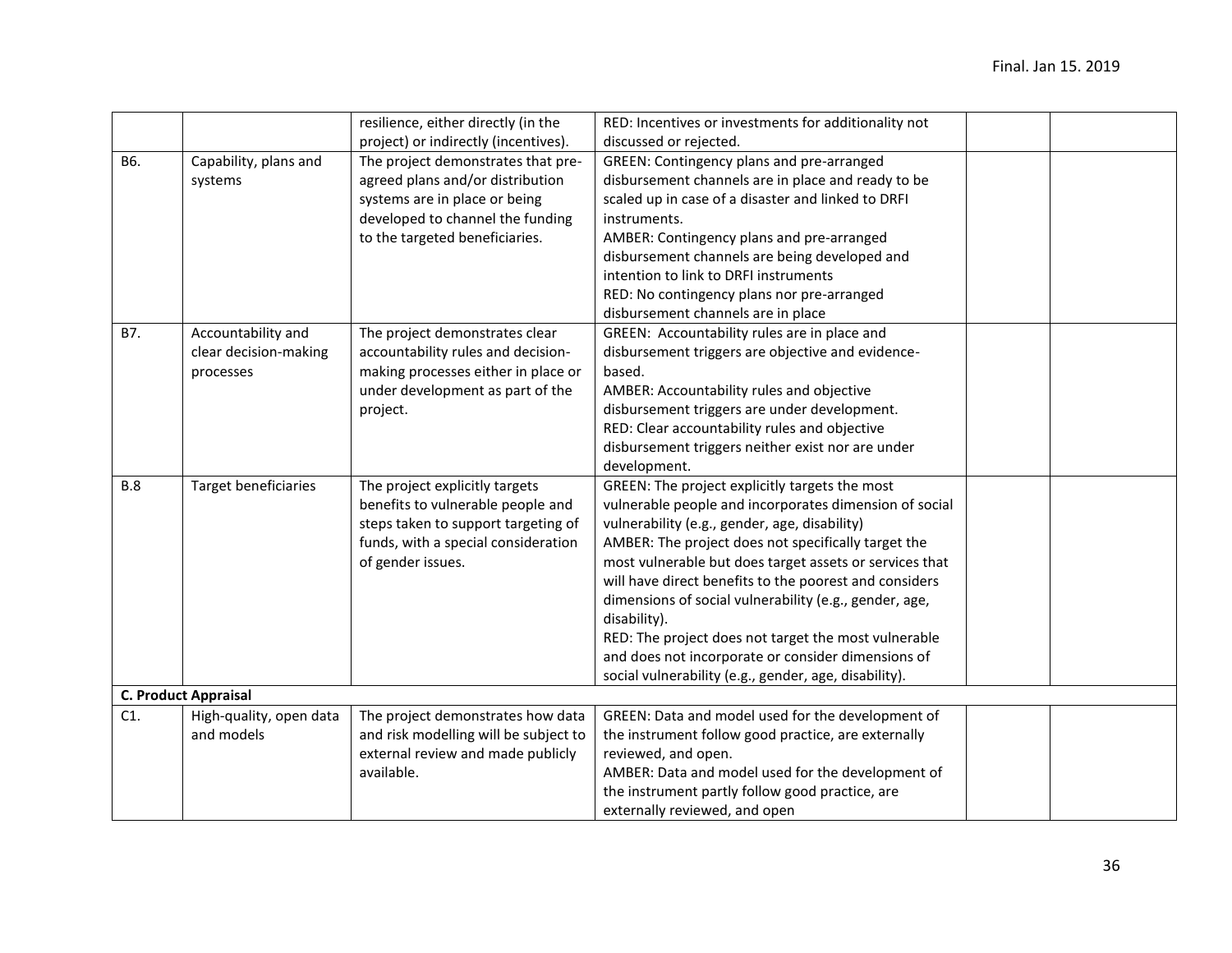| | | | | | |
|---|---|---|---|---|---|
| | | resilience, either directly (in the project) or indirectly (incentives). | RED: Incentives or investments for additionality not discussed or rejected. | | |
| B6. | Capability, plans and systems | The project demonstrates that pre-agreed plans and/or distribution systems are in place or being developed to channel the funding to the targeted beneficiaries. | GREEN: Contingency plans and pre-arranged disbursement channels are in place and ready to be scaled up in case of a disaster and linked to DRFI instruments.<br>AMBER: Contingency plans and pre-arranged disbursement channels are being developed and intention to link to DRFI instruments<br>RED: No contingency plans nor pre-arranged disbursement channels are in place | | |
| B7. | Accountability and clear decision-making processes | The project demonstrates clear accountability rules and decision-making processes either in place or under development as part of the project. | GREEN: Accountability rules are in place and disbursement triggers are objective and evidence-based.<br>AMBER: Accountability rules and objective disbursement triggers are under development.<br>RED: Clear accountability rules and objective disbursement triggers neither exist nor are under development. | | |
| B.8 | Target beneficiaries | The project explicitly targets benefits to vulnerable people and steps taken to support targeting of funds, with a special consideration of gender issues. | GREEN: The project explicitly targets the most vulnerable people and incorporates dimension of social vulnerability (e.g., gender, age, disability)<br>AMBER: The project does not specifically target the most vulnerable but does target assets or services that will have direct benefits to the poorest and considers dimensions of social vulnerability (e.g., gender, age, disability).<br>RED: The project does not target the most vulnerable and does not incorporate or consider dimensions of social vulnerability (e.g., gender, age, disability). | | |
| **C. Product Appraisal** | | | | | |
| C1. | High-quality, open data and models | The project demonstrates how data and risk modelling will be subject to external review and made publicly available. | GREEN: Data and model used for the development of the instrument follow good practice, are externally reviewed, and open.<br>AMBER: Data and model used for the development of the instrument partly follow good practice, are externally reviewed, and open | | |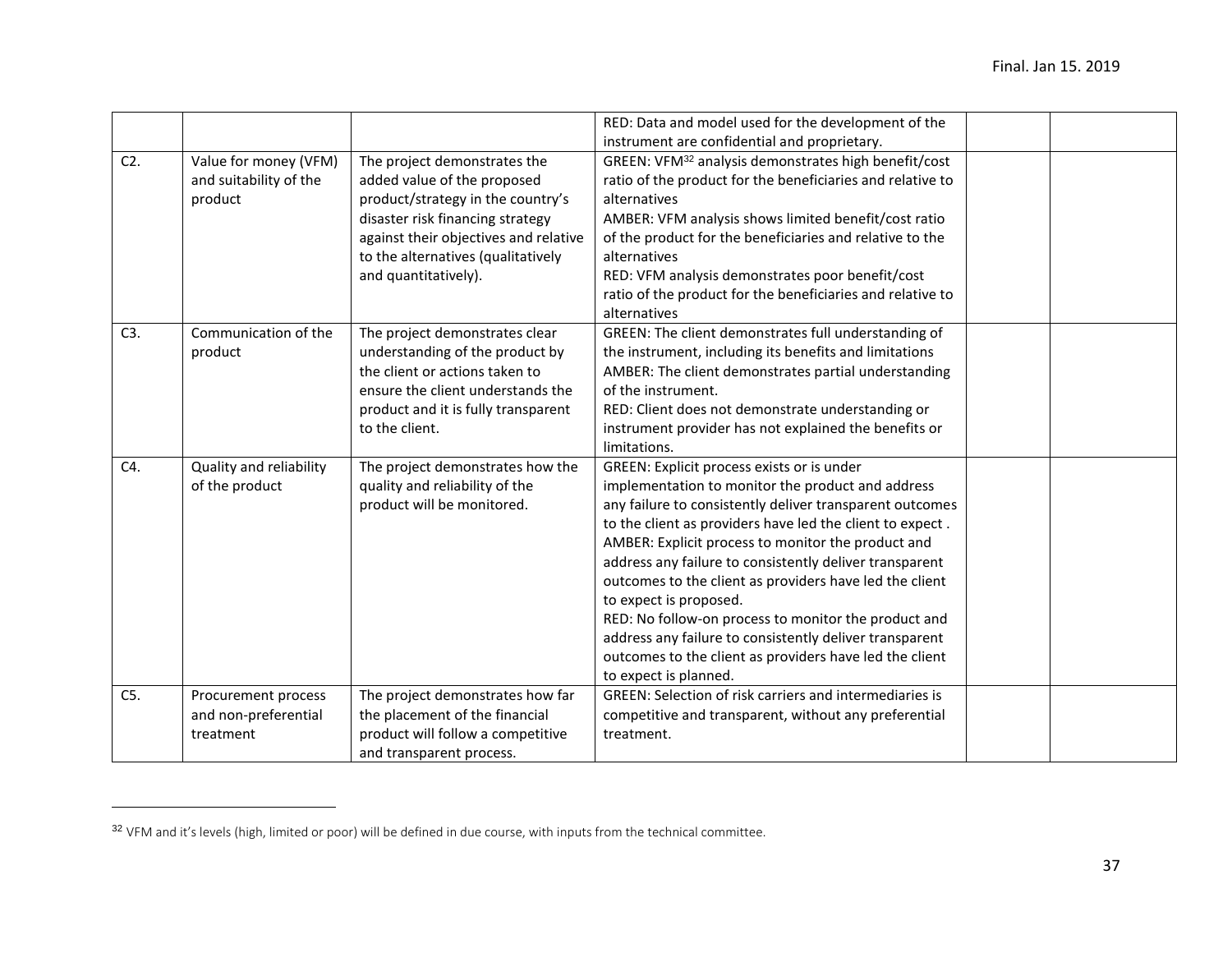| | | | | | |
|---|---|---|---|---|---|
| | | | RED: Data and model used for the development of the instrument are confidential and proprietary. | | |
| C2. | Value for money (VFM) and suitability of the product | The project demonstrates the added value of the proposed product/strategy in the country's disaster risk financing strategy against their objectives and relative to the alternatives (qualitatively and quantitatively). | GREEN: VFM[32] analysis demonstrates high benefit/cost ratio of the product for the beneficiaries and relative to alternatives<br>AMBER: VFM analysis shows limited benefit/cost ratio of the product for the beneficiaries and relative to the alternatives<br>RED: VFM analysis demonstrates poor benefit/cost ratio of the product for the beneficiaries and relative to alternatives | | |
| C3. | Communication of the product | The project demonstrates clear understanding of the product by the client or actions taken to ensure the client understands the product and it is fully transparent to the client. | GREEN: The client demonstrates full understanding of the instrument, including its benefits and limitations<br>AMBER: The client demonstrates partial understanding of the instrument.<br>RED: Client does not demonstrate understanding or instrument provider has not explained the benefits or limitations. | | |
| C4. | Quality and reliability of the product | The project demonstrates how the quality and reliability of the product will be monitored. | GREEN: Explicit process exists or is under implementation to monitor the product and address any failure to consistently deliver transparent outcomes to the client as providers have led the client to expect .<br>AMBER: Explicit process to monitor the product and address any failure to consistently deliver transparent outcomes to the client as providers have led the client to expect is proposed.<br>RED: No follow-on process to monitor the product and address any failure to consistently deliver transparent outcomes to the client as providers have led the client to expect is planned. | | |
| C5. | Procurement process and non-preferential treatment | The project demonstrates how far the placement of the financial product will follow a competitive and transparent process. | GREEN: Selection of risk carriers and intermediaries is competitive and transparent, without any preferential treatment. | | |

[32] VFM and it's levels (high, limited or poor) will be defined in due course, with inputs from the technical committee.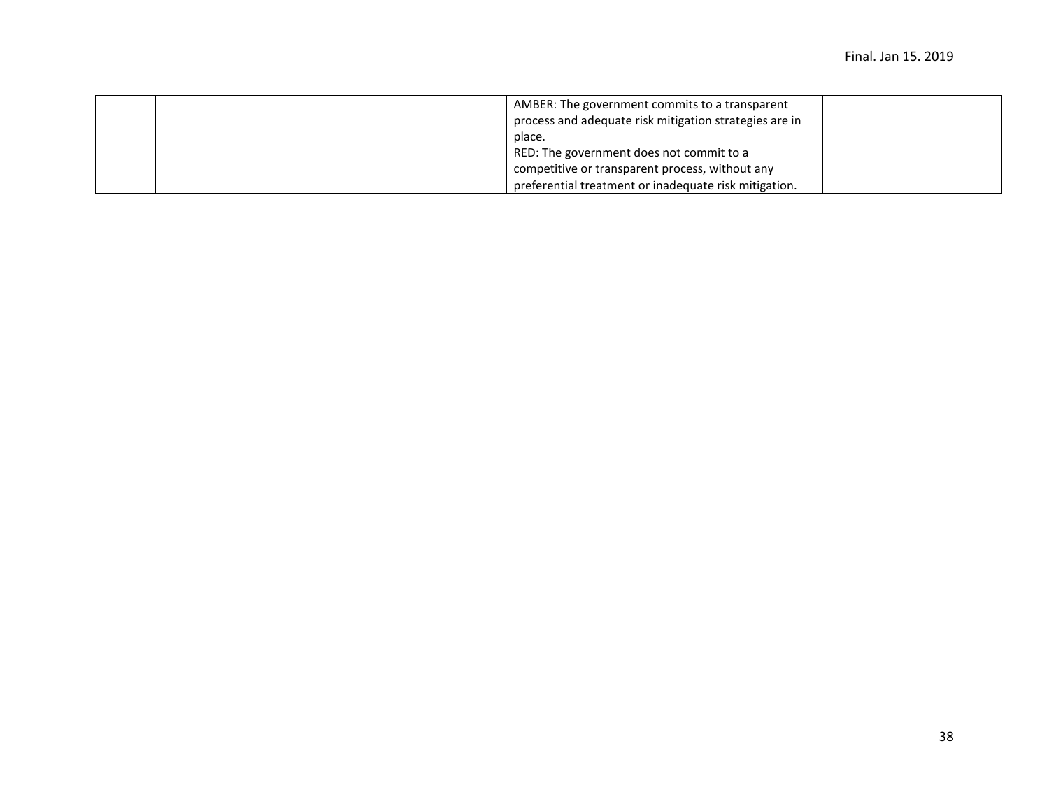| | | | | | |
|---|---|---|---|---|---|
| | | | AMBER: The government commits to a transparent process and adequate risk mitigation strategies are in place.<br>RED: The government does not commit to a competitive or transparent process, without any preferential treatment or inadequate risk mitigation. | | |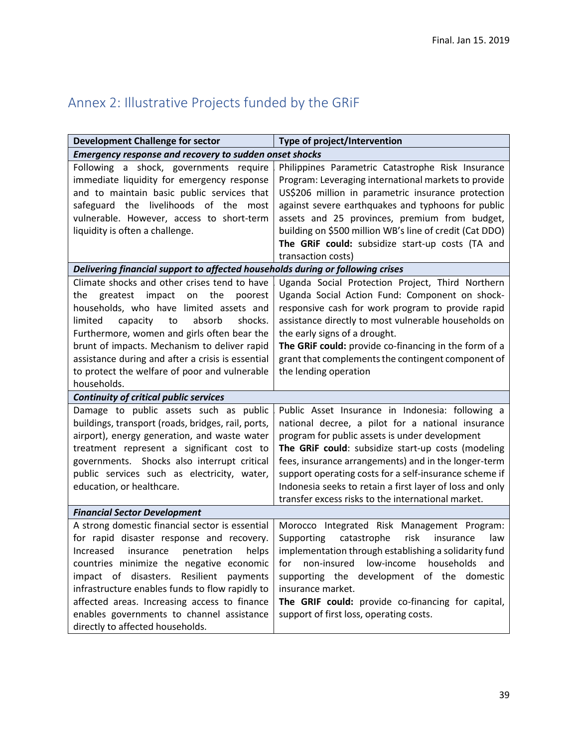## Annex 2: Illustrative Projects funded by the GRiF

| Development Challenge for sector | Type of project/Intervention |
|---|---|
| ***Emergency response and recovery to sudden onset shocks*** | |
| Following a shock, governments require immediate liquidity for emergency response and to maintain basic public services that safeguard the livelihoods of the most vulnerable. However, access to short-term liquidity is often a challenge. | Philippines Parametric Catastrophe Risk Insurance Program: Leveraging international markets to provide US$206 million in parametric insurance protection against severe earthquakes and typhoons for public assets and 25 provinces, premium from budget, building on $500 million WB's line of credit (Cat DDO) **The GRiF could:** subsidize start-up costs (TA and transaction costs) |
| ***Delivering financial support to affected households during or following crises*** | |
| Climate shocks and other crises tend to have the greatest impact on the poorest households, who have limited assets and limited capacity to absorb shocks. Furthermore, women and girls often bear the brunt of impacts. Mechanism to deliver rapid assistance during and after a crisis is essential to protect the welfare of poor and vulnerable households. | Uganda Social Protection Project, Third Northern Uganda Social Action Fund: Component on shock-responsive cash for work program to provide rapid assistance directly to most vulnerable households on the early signs of a drought. **The GRiF could:** provide co-financing in the form of a grant that complements the contingent component of the lending operation |
| ***Continuity of critical public services*** | |
| Damage to public assets such as public buildings, transport (roads, bridges, rail, ports, airport), energy generation, and waste water treatment represent a significant cost to governments. Shocks also interrupt critical public services such as electricity, water, education, or healthcare. | Public Asset Insurance in Indonesia: following a national decree, a pilot for a national insurance program for public assets is under development **The GRiF could**: subsidize start-up costs (modeling fees, insurance arrangements) and in the longer-term support operating costs for a self-insurance scheme if Indonesia seeks to retain a first layer of loss and only transfer excess risks to the international market. |
| ***Financial Sector Development*** | |
| A strong domestic financial sector is essential for rapid disaster response and recovery. Increased insurance penetration helps countries minimize the negative economic impact of disasters. Resilient payments infrastructure enables funds to flow rapidly to affected areas. Increasing access to finance enables governments to channel assistance directly to affected households. | Morocco Integrated Risk Management Program: Supporting catastrophe risk insurance law implementation through establishing a solidarity fund for non-insured low-income households and supporting the development of the domestic insurance market. **The GRIF could:** provide co-financing for capital, support of first loss, operating costs. |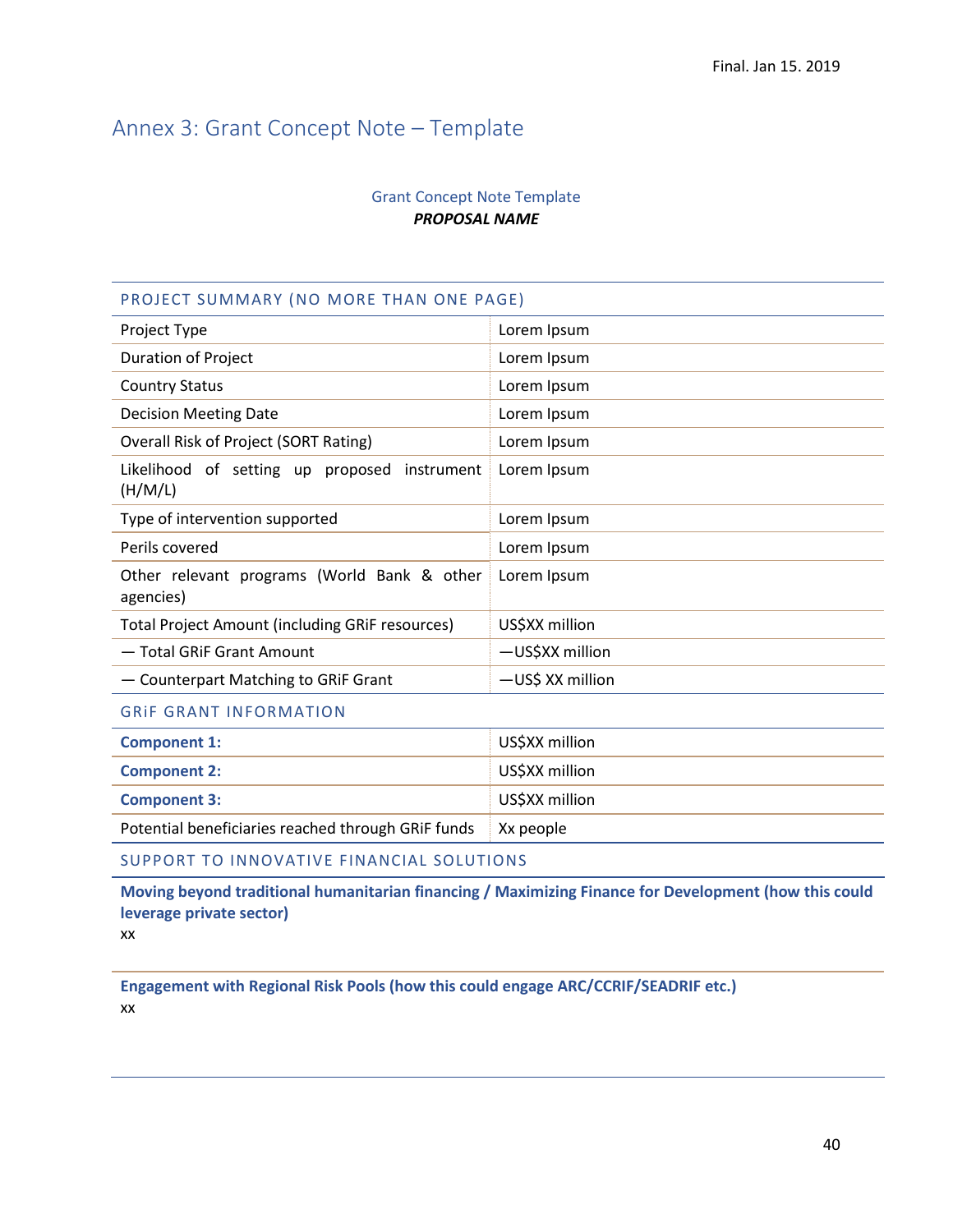# Annex 3: Grant Concept Note – Template

Grant Concept Note Template

***PROPOSAL NAME***

| PROJECT SUMMARY (NO MORE THAN ONE PAGE) | |
|---|---|
| Project Type | Lorem Ipsum |
| Duration of Project | Lorem Ipsum |
| Country Status | Lorem Ipsum |
| Decision Meeting Date | Lorem Ipsum |
| Overall Risk of Project (SORT Rating) | Lorem Ipsum |
| Likelihood of setting up proposed instrument (H/M/L) | Lorem Ipsum |
| Type of intervention supported | Lorem Ipsum |
| Perils covered | Lorem Ipsum |
| Other relevant programs (World Bank & other agencies) | Lorem Ipsum |
| Total Project Amount (including GRiF resources) | US$XX million |
| — Total GRiF Grant Amount | —US$XX million |
| — Counterpart Matching to GRiF Grant | —US$ XX million |
| **GRiF GRANT INFORMATION** | |
| **Component 1:** | US$XX million |
| **Component 2:** | US$XX million |
| **Component 3:** | US$XX million |
| Potential beneficiaries reached through GRiF funds | Xx people |

SUPPORT TO INNOVATIVE FINANCIAL SOLUTIONS

**Moving beyond traditional humanitarian financing / Maximizing Finance for Development (how this could leverage private sector)**

xx

**Engagement with Regional Risk Pools (how this could engage ARC/CCRIF/SEADRIF etc.)**

xx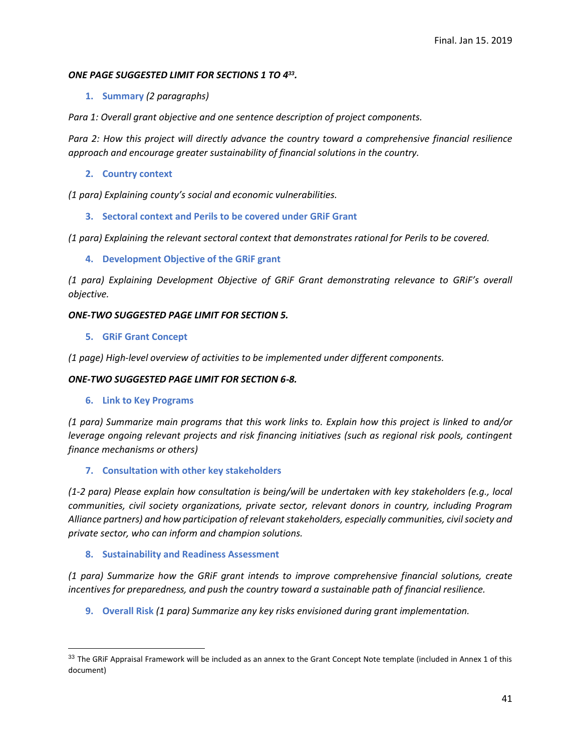*ONE PAGE SUGGESTED LIMIT FOR SECTIONS 1 TO 4[33].*

1. **Summary** *(2 paragraphs)*

*Para 1: Overall grant objective and one sentence description of project components.*

*Para 2: How this project will directly advance the country toward a comprehensive financial resilience approach and encourage greater sustainability of financial solutions in the country.*

2. **Country context**

*(1 para) Explaining county's social and economic vulnerabilities.*

3. **Sectoral context and Perils to be covered under GRiF Grant**

*(1 para) Explaining the relevant sectoral context that demonstrates rational for Perils to be covered.*

4. **Development Objective of the GRiF grant**

*(1 para) Explaining Development Objective of GRiF Grant demonstrating relevance to GRiF's overall objective.*

***ONE-TWO SUGGESTED PAGE LIMIT FOR SECTION 5.***

5. **GRiF Grant Concept**

*(1 page) High-level overview of activities to be implemented under different components.*

***ONE-TWO SUGGESTED PAGE LIMIT FOR SECTION 6-8.***

6. **Link to Key Programs**

*(1 para) Summarize main programs that this work links to. Explain how this project is linked to and/or leverage ongoing relevant projects and risk financing initiatives (such as regional risk pools, contingent finance mechanisms or others)*

7. **Consultation with other key stakeholders**

*(1-2 para) Please explain how consultation is being/will be undertaken with key stakeholders (e.g., local communities, civil society organizations, private sector, relevant donors in country, including Program Alliance partners) and how participation of relevant stakeholders, especially communities, civil society and private sector, who can inform and champion solutions.*

8. **Sustainability and Readiness Assessment**

*(1 para) Summarize how the GRiF grant intends to improve comprehensive financial solutions, create incentives for preparedness, and push the country toward a sustainable path of financial resilience.*

9. **Overall Risk** *(1 para) Summarize any key risks envisioned during grant implementation.*

---

[33] The GRiF Appraisal Framework will be included as an annex to the Grant Concept Note template (included in Annex 1 of this document)